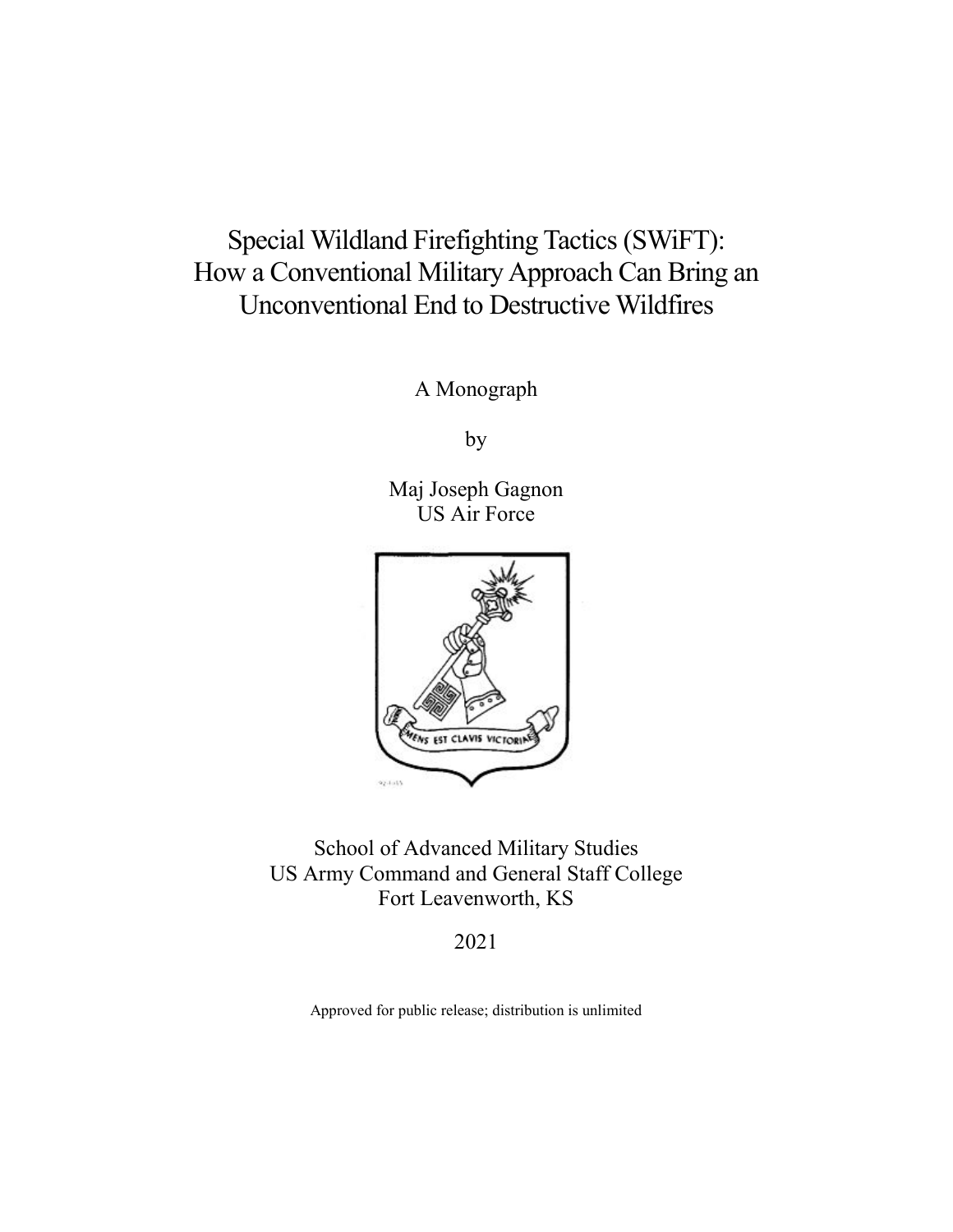# Special Wildland Firefighting Tactics (SWiFT): How a Conventional Military Approach Can Bring an Unconventional End to Destructive Wildfires

A Monograph

by

Maj Joseph Gagnon
US Air Force

School of Advanced Military Studies
US Army Command and General Staff College
Fort Leavenworth, KS

2021

Approved for public release; distribution is unlimited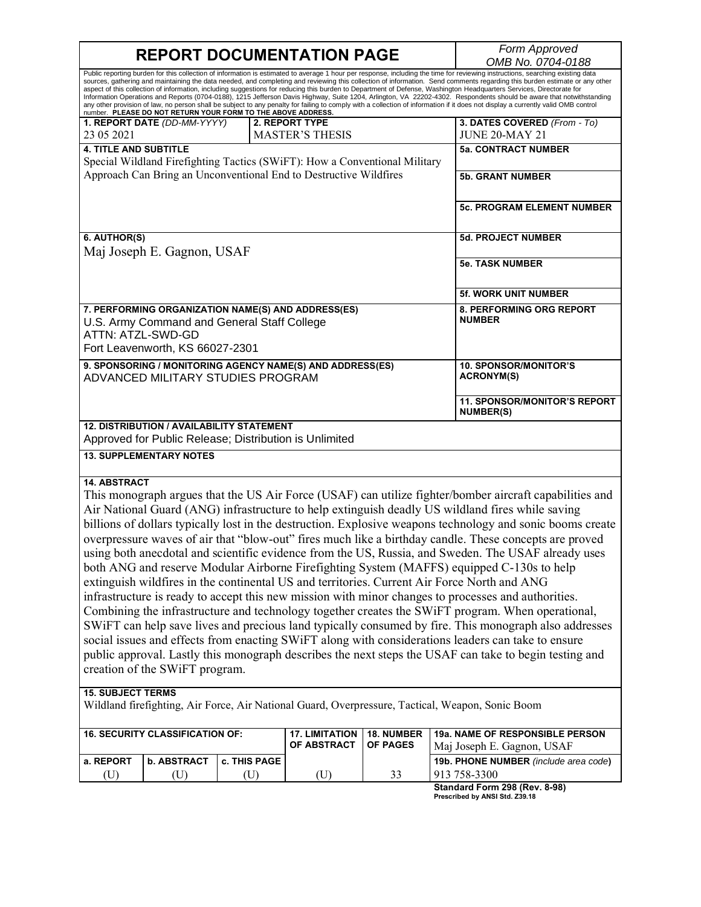# REPORT DOCUMENTATION PAGE

*Form Approved*
*OMB No. 0704-0188*

Public reporting burden for this collection of information is estimated to average 1 hour per response, including the time for reviewing instructions, searching existing data sources, gathering and maintaining the data needed, and completing and reviewing this collection of information. Send comments regarding this burden estimate or any other aspect of this collection of information, including suggestions for reducing this burden to Department of Defense, Washington Headquarters Services, Directorate for Information Operations and Reports (0704-0188), 1215 Jefferson Davis Highway, Suite 1204, Arlington, VA 22202-4302. Respondents should be aware that notwithstanding any other provision of law, no person shall be subject to any penalty for failing to comply with a collection of information if it does not display a currently valid OMB control number. **PLEASE DO NOT RETURN YOUR FORM TO THE ABOVE ADDRESS.**

| 1. REPORT DATE *(DD-MM-YYYY)* | 2. REPORT TYPE | 3. DATES COVERED *(From - To)* |
|---|---|---|
| 23 05 2021 | MASTER'S THESIS | JUNE 20-MAY 21 |

**4. TITLE AND SUBTITLE**
Special Wildland Firefighting Tactics (SWiFT): How a Conventional Military Approach Can Bring an Unconventional End to Destructive Wildfires

**5a. CONTRACT NUMBER**

**5b. GRANT NUMBER**

**5c. PROGRAM ELEMENT NUMBER**

**6. AUTHOR(S)**
Maj Joseph E. Gagnon, USAF

**5d. PROJECT NUMBER**

**5e. TASK NUMBER**

**5f. WORK UNIT NUMBER**

**7. PERFORMING ORGANIZATION NAME(S) AND ADDRESS(ES)**
U.S. Army Command and General Staff College
ATTN: ATZL-SWD-GD
Fort Leavenworth, KS 66027-2301

**8. PERFORMING ORG REPORT NUMBER**

**9. SPONSORING / MONITORING AGENCY NAME(S) AND ADDRESS(ES)**
ADVANCED MILITARY STUDIES PROGRAM

**10. SPONSOR/MONITOR'S ACRONYM(S)**

**11. SPONSOR/MONITOR'S REPORT NUMBER(S)**

**12. DISTRIBUTION / AVAILABILITY STATEMENT**
Approved for Public Release; Distribution is Unlimited

**13. SUPPLEMENTARY NOTES**

**14. ABSTRACT**
This monograph argues that the US Air Force (USAF) can utilize fighter/bomber aircraft capabilities and Air National Guard (ANG) infrastructure to help extinguish deadly US wildland fires while saving billions of dollars typically lost in the destruction. Explosive weapons technology and sonic booms create overpressure waves of air that "blow-out" fires much like a birthday candle. These concepts are proved using both anecdotal and scientific evidence from the US, Russia, and Sweden. The USAF already uses both ANG and reserve Modular Airborne Firefighting System (MAFFS) equipped C-130s to help extinguish wildfires in the continental US and territories. Current Air Force North and ANG infrastructure is ready to accept this new mission with minor changes to processes and authorities. Combining the infrastructure and technology together creates the SWiFT program. When operational, SWiFT can help save lives and precious land typically consumed by fire. This monograph also addresses social issues and effects from enacting SWiFT along with considerations leaders can take to ensure public approval. Lastly this monograph describes the next steps the USAF can take to begin testing and creation of the SWiFT program.

**15. SUBJECT TERMS**
Wildland firefighting, Air Force, Air National Guard, Overpressure, Tactical, Weapon, Sonic Boom

| 16. SECURITY CLASSIFICATION OF: | | | 17. LIMITATION OF ABSTRACT | 18. NUMBER OF PAGES | 19a. NAME OF RESPONSIBLE PERSON |
|---|---|---|---|---|---|
| | | | | | Maj Joseph E. Gagnon, USAF |
| a. REPORT | b. ABSTRACT | c. THIS PAGE | | | 19b. PHONE NUMBER *(include area code)* |
| (U) | (U) | (U) | (U) | 33 | 913 758-3300 |

**Standard Form 298 (Rev. 8-98)**
**Prescribed by ANSI Std. Z39.18**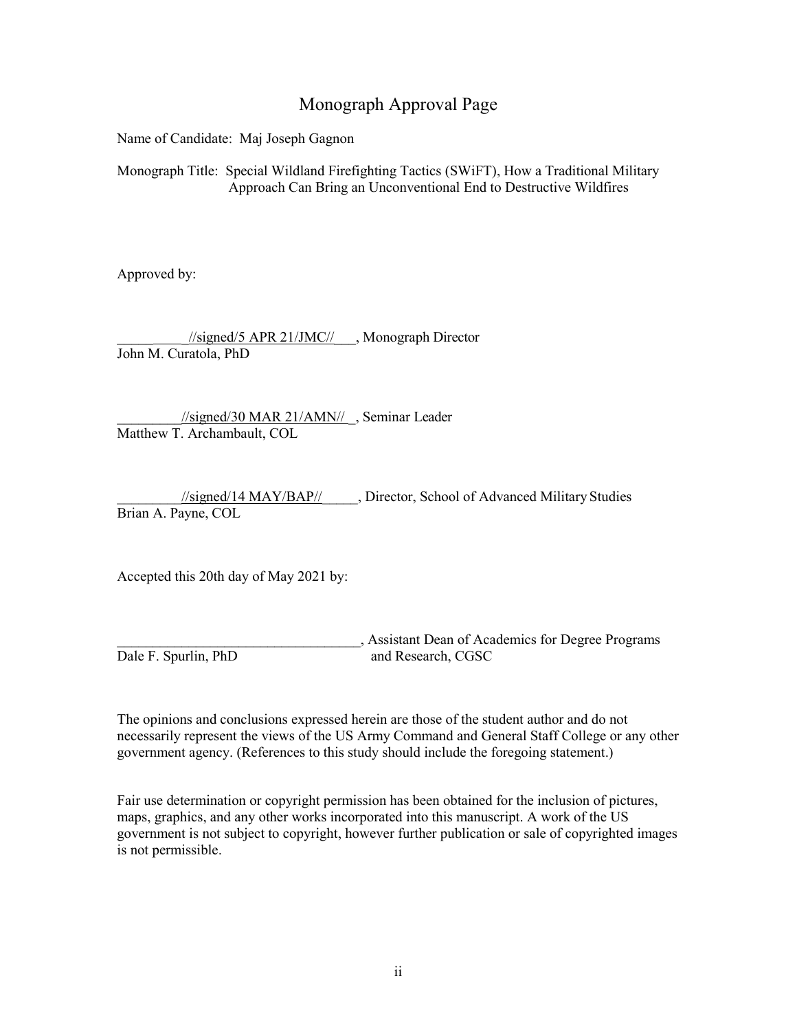# Monograph Approval Page

Name of Candidate: Maj Joseph Gagnon

Monograph Title: Special Wildland Firefighting Tactics (SWiFT), How a Traditional Military Approach Can Bring an Unconventional End to Destructive Wildfires

Approved by:

__________//signed/5 APR 21/JMC//___, Monograph Director
John M. Curatola, PhD

_________//signed/30 MAR 21/AMN//_, Seminar Leader
Matthew T. Archambault, COL

_________//signed/14 MAY/BAP//_____, Director, School of Advanced Military Studies
Brian A. Payne, COL

Accepted this 20th day of May 2021 by:

___________________________________, Assistant Dean of Academics for Degree Programs and Research, CGSC
Dale F. Spurlin, PhD

The opinions and conclusions expressed herein are those of the student author and do not necessarily represent the views of the US Army Command and General Staff College or any other government agency. (References to this study should include the foregoing statement.)

Fair use determination or copyright permission has been obtained for the inclusion of pictures, maps, graphics, and any other works incorporated into this manuscript. A work of the US government is not subject to copyright, however further publication or sale of copyrighted images is not permissible.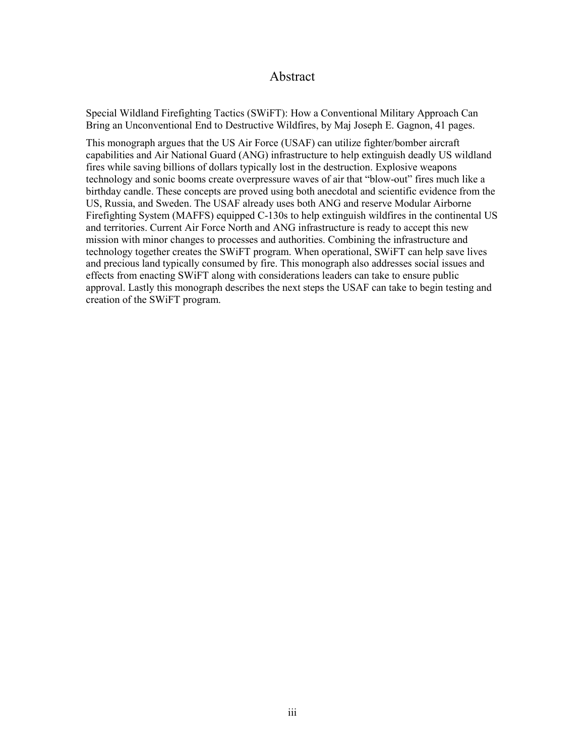# Abstract

Special Wildland Firefighting Tactics (SWiFT): How a Conventional Military Approach Can Bring an Unconventional End to Destructive Wildfires, by Maj Joseph E. Gagnon, 41 pages.

This monograph argues that the US Air Force (USAF) can utilize fighter/bomber aircraft capabilities and Air National Guard (ANG) infrastructure to help extinguish deadly US wildland fires while saving billions of dollars typically lost in the destruction. Explosive weapons technology and sonic booms create overpressure waves of air that "blow-out" fires much like a birthday candle. These concepts are proved using both anecdotal and scientific evidence from the US, Russia, and Sweden. The USAF already uses both ANG and reserve Modular Airborne Firefighting System (MAFFS) equipped C-130s to help extinguish wildfires in the continental US and territories. Current Air Force North and ANG infrastructure is ready to accept this new mission with minor changes to processes and authorities. Combining the infrastructure and technology together creates the SWiFT program. When operational, SWiFT can help save lives and precious land typically consumed by fire. This monograph also addresses social issues and effects from enacting SWiFT along with considerations leaders can take to ensure public approval. Lastly this monograph describes the next steps the USAF can take to begin testing and creation of the SWiFT program.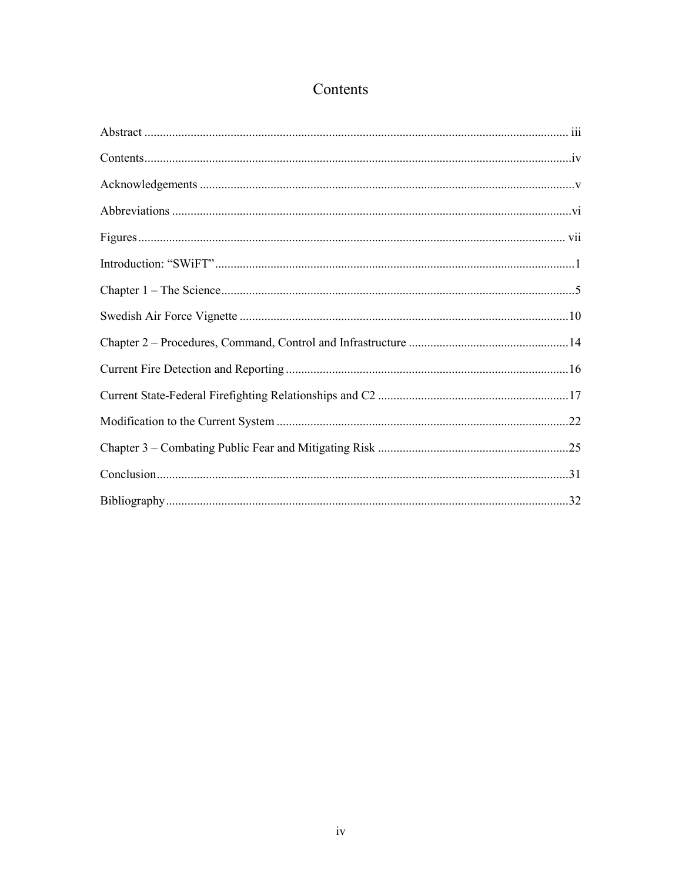# Contents

Abstract ........................................................................................................................ iii

Contents........................................................................................................................iv

Acknowledgements .........................................................................................................v

Abbreviations .................................................................................................................vi

Figures.......................................................................................................................... vii

Introduction: "SWiFT"....................................................................................................1

Chapter 1 – The Science...................................................................................................5

Swedish Air Force Vignette ...........................................................................................10

Chapter 2 – Procedures, Command, Control and Infrastructure ....................................14

Current Fire Detection and Reporting ...........................................................................16

Current State-Federal Firefighting Relationships and C2 .............................................17

Modification to the Current System ..............................................................................22

Chapter 3 – Combating Public Fear and Mitigating Risk .............................................25

Conclusion.....................................................................................................................31

Bibliography..................................................................................................................32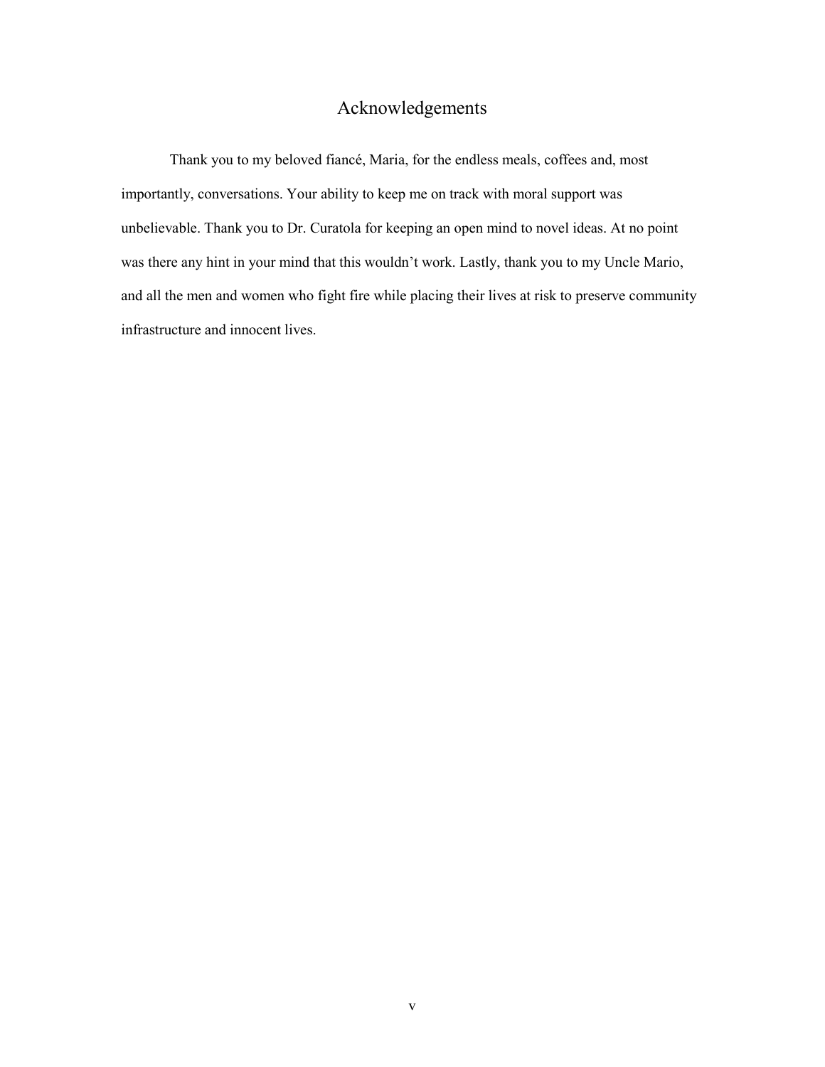# Acknowledgements

Thank you to my beloved fiancé, Maria, for the endless meals, coffees and, most importantly, conversations. Your ability to keep me on track with moral support was unbelievable. Thank you to Dr. Curatola for keeping an open mind to novel ideas. At no point was there any hint in your mind that this wouldn't work. Lastly, thank you to my Uncle Mario, and all the men and women who fight fire while placing their lives at risk to preserve community infrastructure and innocent lives.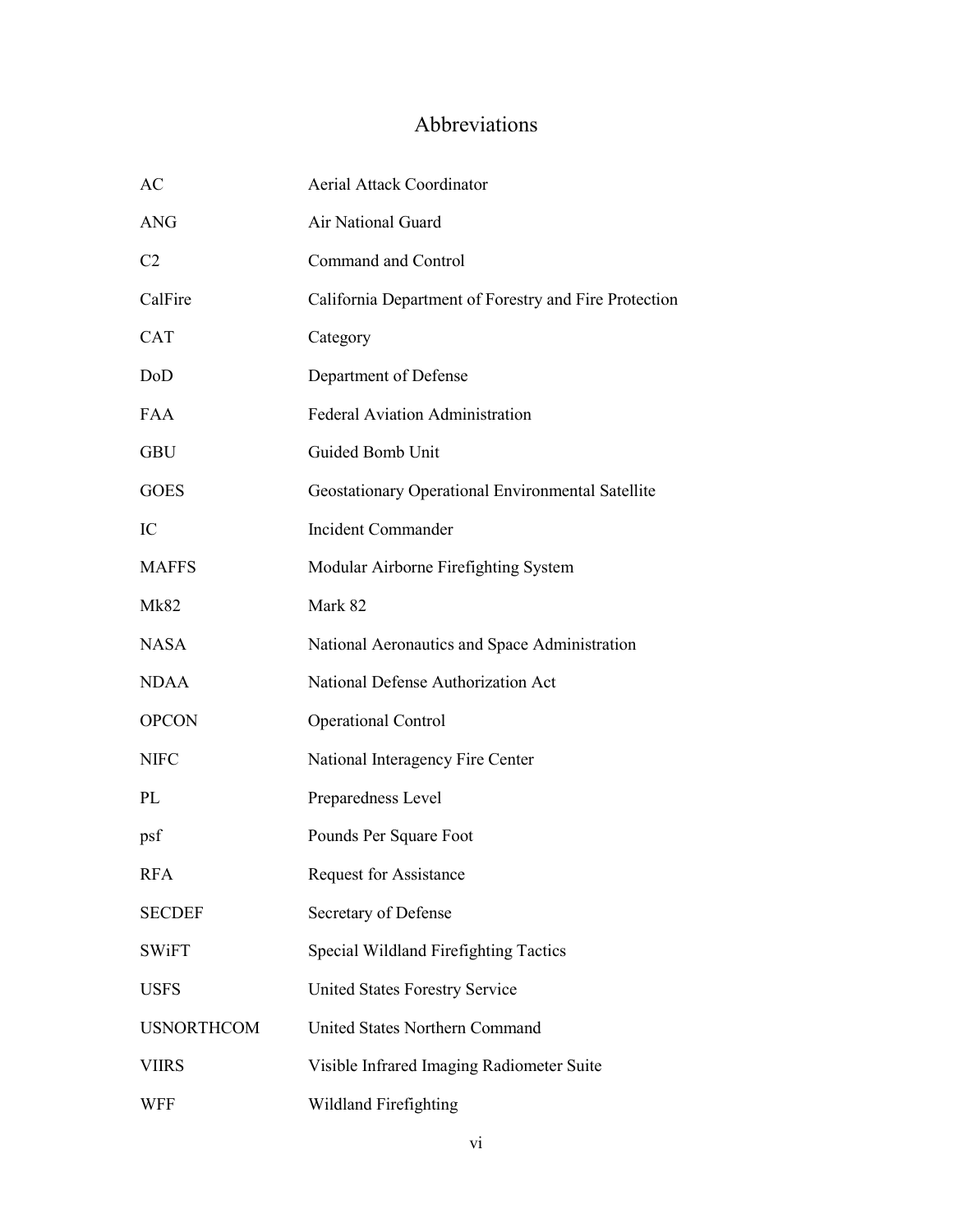# Abbreviations

| | |
|---|---|
| AC | Aerial Attack Coordinator |
| ANG | Air National Guard |
| C2 | Command and Control |
| CalFire | California Department of Forestry and Fire Protection |
| CAT | Category |
| DoD | Department of Defense |
| FAA | Federal Aviation Administration |
| GBU | Guided Bomb Unit |
| GOES | Geostationary Operational Environmental Satellite |
| IC | Incident Commander |
| MAFFS | Modular Airborne Firefighting System |
| Mk82 | Mark 82 |
| NASA | National Aeronautics and Space Administration |
| NDAA | National Defense Authorization Act |
| OPCON | Operational Control |
| NIFC | National Interagency Fire Center |
| PL | Preparedness Level |
| psf | Pounds Per Square Foot |
| RFA | Request for Assistance |
| SECDEF | Secretary of Defense |
| SWiFT | Special Wildland Firefighting Tactics |
| USFS | United States Forestry Service |
| USNORTHCOM | United States Northern Command |
| VIIRS | Visible Infrared Imaging Radiometer Suite |
| WFF | Wildland Firefighting |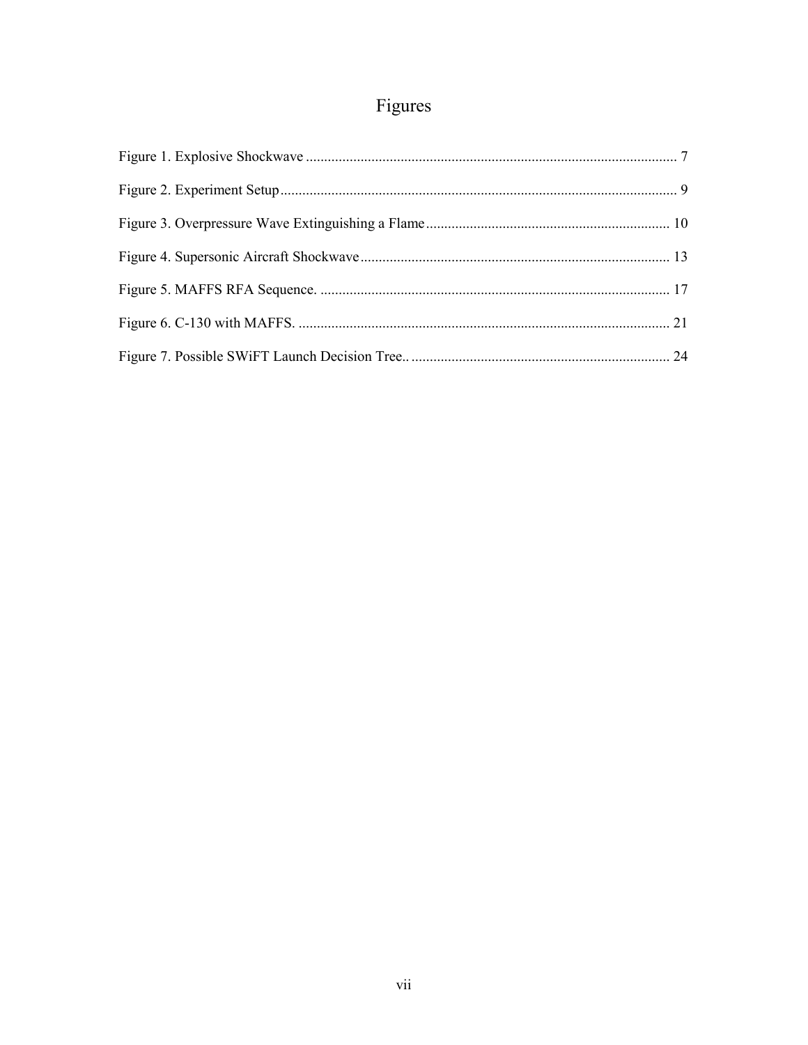# Figures

Figure 1. Explosive Shockwave ..................................................................................................... 7

Figure 2. Experiment Setup ............................................................................................................ 9

Figure 3. Overpressure Wave Extinguishing a Flame .................................................................. 10

Figure 4. Supersonic Aircraft Shockwave .................................................................................... 13

Figure 5. MAFFS RFA Sequence. ................................................................................................ 17

Figure 6. C-130 with MAFFS. ...................................................................................................... 21

Figure 7. Possible SWiFT Launch Decision Tree.. ....................................................................... 24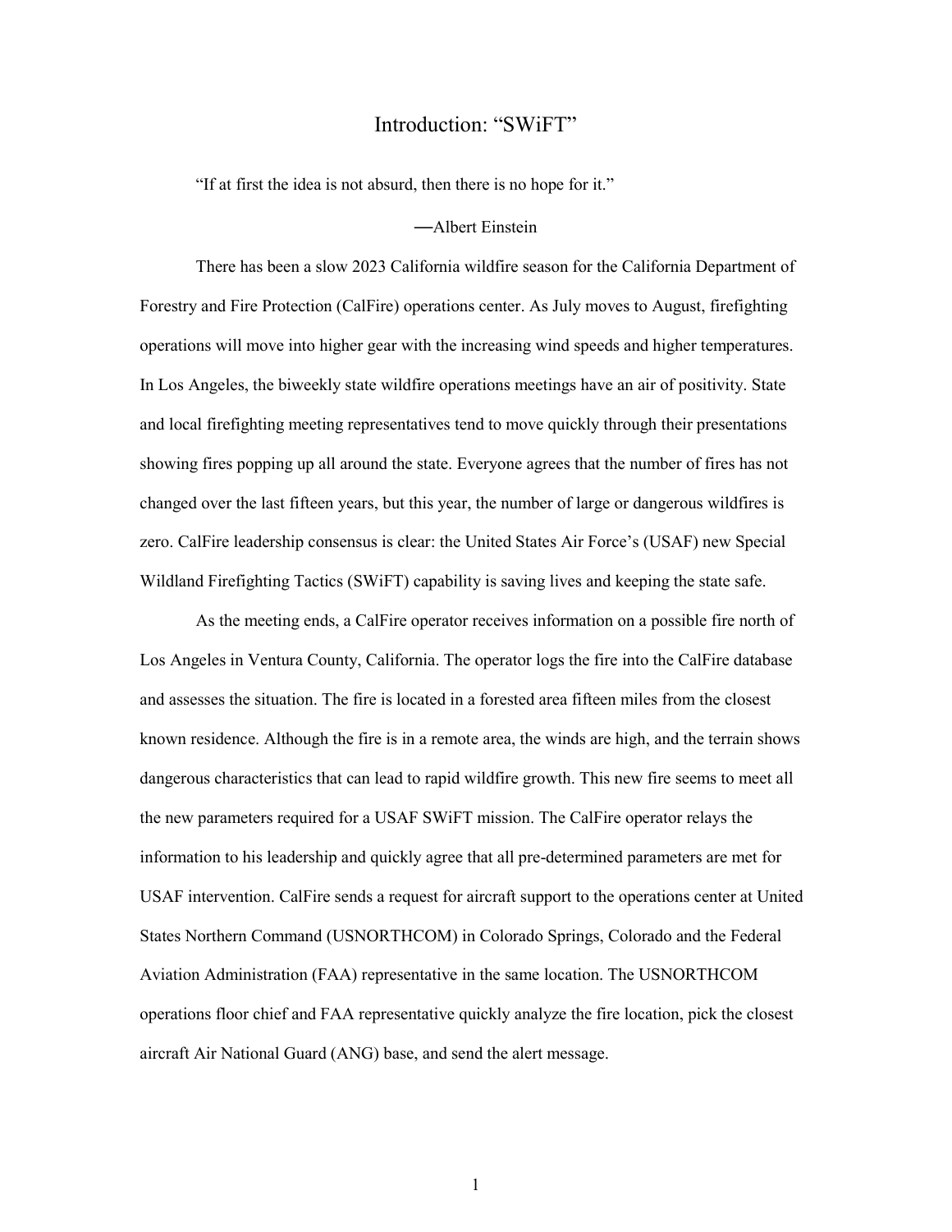# Introduction: "SWiFT"

"If at first the idea is not absurd, then there is no hope for it."

—Albert Einstein

There has been a slow 2023 California wildfire season for the California Department of Forestry and Fire Protection (CalFire) operations center. As July moves to August, firefighting operations will move into higher gear with the increasing wind speeds and higher temperatures. In Los Angeles, the biweekly state wildfire operations meetings have an air of positivity. State and local firefighting meeting representatives tend to move quickly through their presentations showing fires popping up all around the state. Everyone agrees that the number of fires has not changed over the last fifteen years, but this year, the number of large or dangerous wildfires is zero. CalFire leadership consensus is clear: the United States Air Force's (USAF) new Special Wildland Firefighting Tactics (SWiFT) capability is saving lives and keeping the state safe.

As the meeting ends, a CalFire operator receives information on a possible fire north of Los Angeles in Ventura County, California. The operator logs the fire into the CalFire database and assesses the situation. The fire is located in a forested area fifteen miles from the closest known residence. Although the fire is in a remote area, the winds are high, and the terrain shows dangerous characteristics that can lead to rapid wildfire growth. This new fire seems to meet all the new parameters required for a USAF SWiFT mission. The CalFire operator relays the information to his leadership and quickly agree that all pre-determined parameters are met for USAF intervention. CalFire sends a request for aircraft support to the operations center at United States Northern Command (USNORTHCOM) in Colorado Springs, Colorado and the Federal Aviation Administration (FAA) representative in the same location. The USNORTHCOM operations floor chief and FAA representative quickly analyze the fire location, pick the closest aircraft Air National Guard (ANG) base, and send the alert message.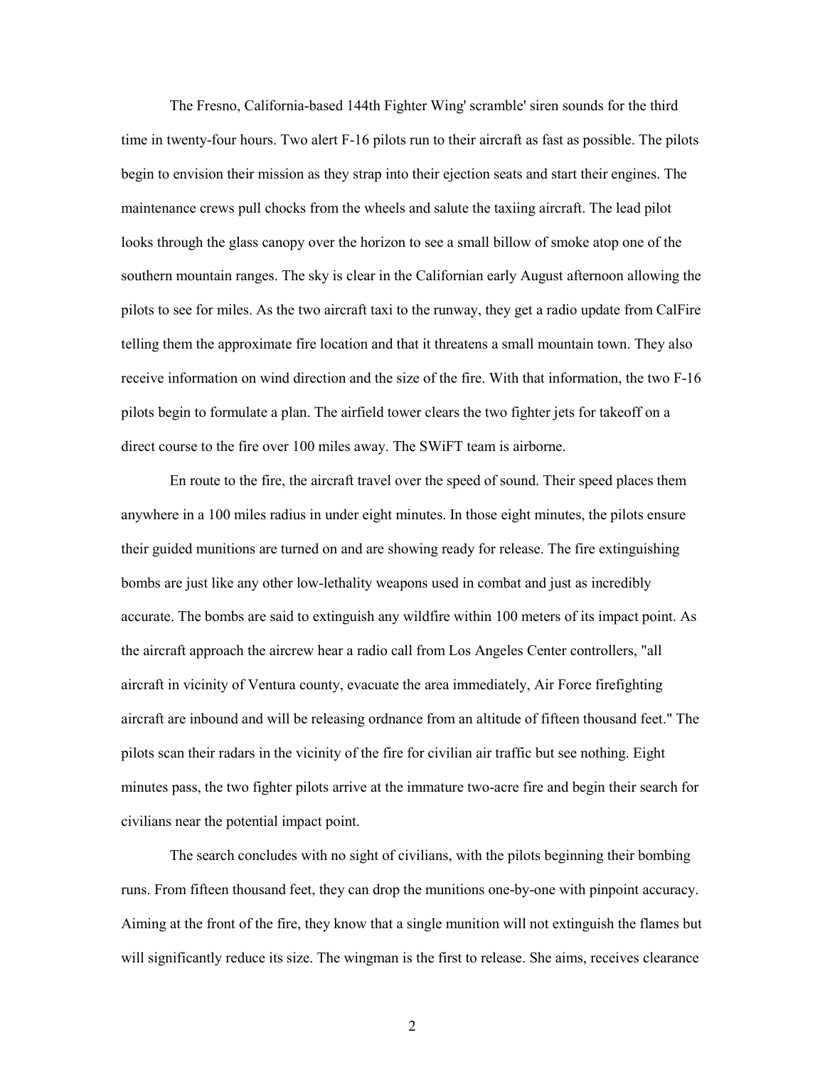The Fresno, California-based 144th Fighter Wing' scramble' siren sounds for the third time in twenty-four hours. Two alert F-16 pilots run to their aircraft as fast as possible. The pilots begin to envision their mission as they strap into their ejection seats and start their engines. The maintenance crews pull chocks from the wheels and salute the taxiing aircraft. The lead pilot looks through the glass canopy over the horizon to see a small billow of smoke atop one of the southern mountain ranges. The sky is clear in the Californian early August afternoon allowing the pilots to see for miles. As the two aircraft taxi to the runway, they get a radio update from CalFire telling them the approximate fire location and that it threatens a small mountain town. They also receive information on wind direction and the size of the fire. With that information, the two F-16 pilots begin to formulate a plan. The airfield tower clears the two fighter jets for takeoff on a direct course to the fire over 100 miles away. The SWiFT team is airborne.

En route to the fire, the aircraft travel over the speed of sound. Their speed places them anywhere in a 100 miles radius in under eight minutes. In those eight minutes, the pilots ensure their guided munitions are turned on and are showing ready for release. The fire extinguishing bombs are just like any other low-lethality weapons used in combat and just as incredibly accurate. The bombs are said to extinguish any wildfire within 100 meters of its impact point. As the aircraft approach the aircrew hear a radio call from Los Angeles Center controllers, "all aircraft in vicinity of Ventura county, evacuate the area immediately, Air Force firefighting aircraft are inbound and will be releasing ordnance from an altitude of fifteen thousand feet." The pilots scan their radars in the vicinity of the fire for civilian air traffic but see nothing. Eight minutes pass, the two fighter pilots arrive at the immature two-acre fire and begin their search for civilians near the potential impact point.

The search concludes with no sight of civilians, with the pilots beginning their bombing runs. From fifteen thousand feet, they can drop the munitions one-by-one with pinpoint accuracy. Aiming at the front of the fire, they know that a single munition will not extinguish the flames but will significantly reduce its size. The wingman is the first to release. She aims, receives clearance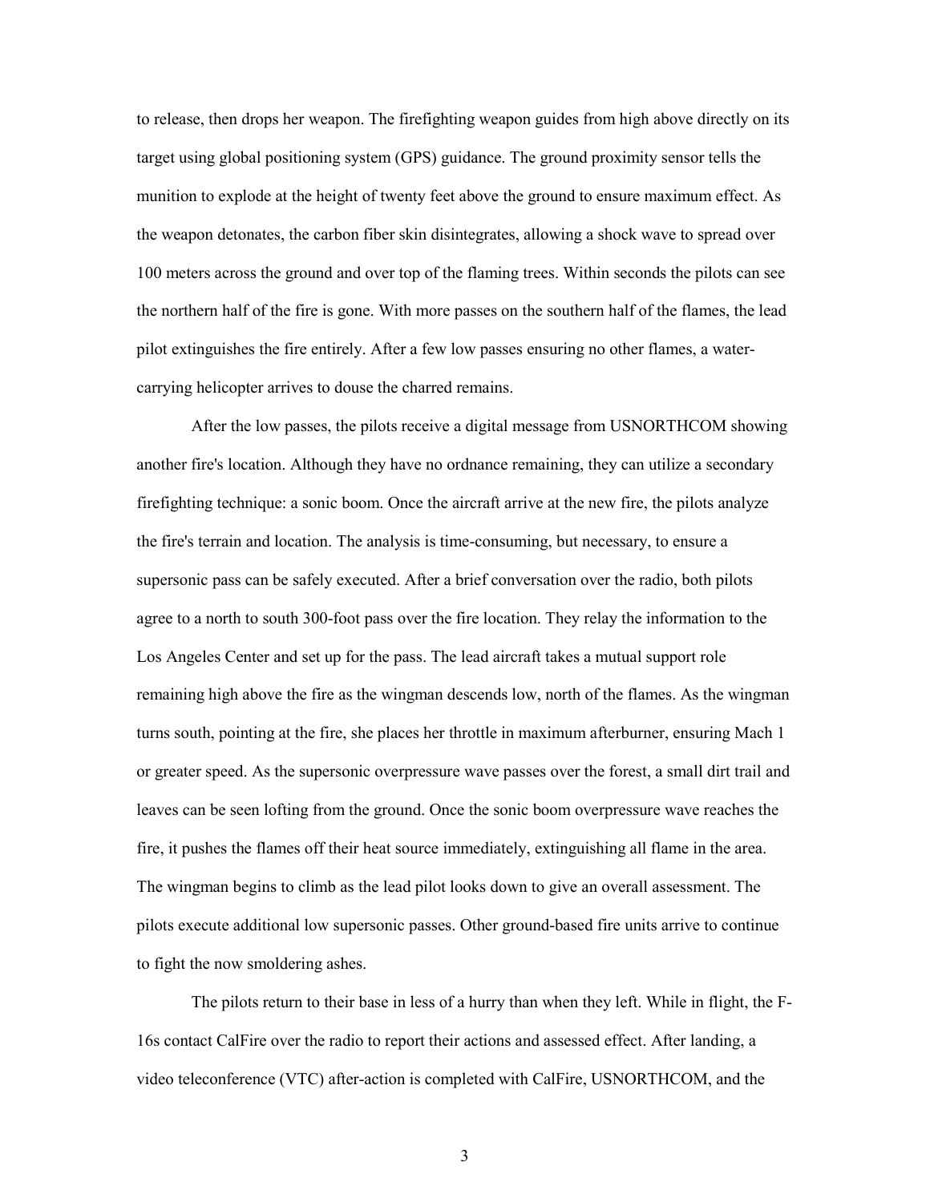to release, then drops her weapon. The firefighting weapon guides from high above directly on its target using global positioning system (GPS) guidance. The ground proximity sensor tells the munition to explode at the height of twenty feet above the ground to ensure maximum effect. As the weapon detonates, the carbon fiber skin disintegrates, allowing a shock wave to spread over 100 meters across the ground and over top of the flaming trees. Within seconds the pilots can see the northern half of the fire is gone. With more passes on the southern half of the flames, the lead pilot extinguishes the fire entirely. After a few low passes ensuring no other flames, a water-carrying helicopter arrives to douse the charred remains.

After the low passes, the pilots receive a digital message from USNORTHCOM showing another fire's location. Although they have no ordnance remaining, they can utilize a secondary firefighting technique: a sonic boom. Once the aircraft arrive at the new fire, the pilots analyze the fire's terrain and location. The analysis is time-consuming, but necessary, to ensure a supersonic pass can be safely executed. After a brief conversation over the radio, both pilots agree to a north to south 300-foot pass over the fire location. They relay the information to the Los Angeles Center and set up for the pass. The lead aircraft takes a mutual support role remaining high above the fire as the wingman descends low, north of the flames. As the wingman turns south, pointing at the fire, she places her throttle in maximum afterburner, ensuring Mach 1 or greater speed. As the supersonic overpressure wave passes over the forest, a small dirt trail and leaves can be seen lofting from the ground. Once the sonic boom overpressure wave reaches the fire, it pushes the flames off their heat source immediately, extinguishing all flame in the area. The wingman begins to climb as the lead pilot looks down to give an overall assessment. The pilots execute additional low supersonic passes. Other ground-based fire units arrive to continue to fight the now smoldering ashes.

The pilots return to their base in less of a hurry than when they left. While in flight, the F-16s contact CalFire over the radio to report their actions and assessed effect. After landing, a video teleconference (VTC) after-action is completed with CalFire, USNORTHCOM, and the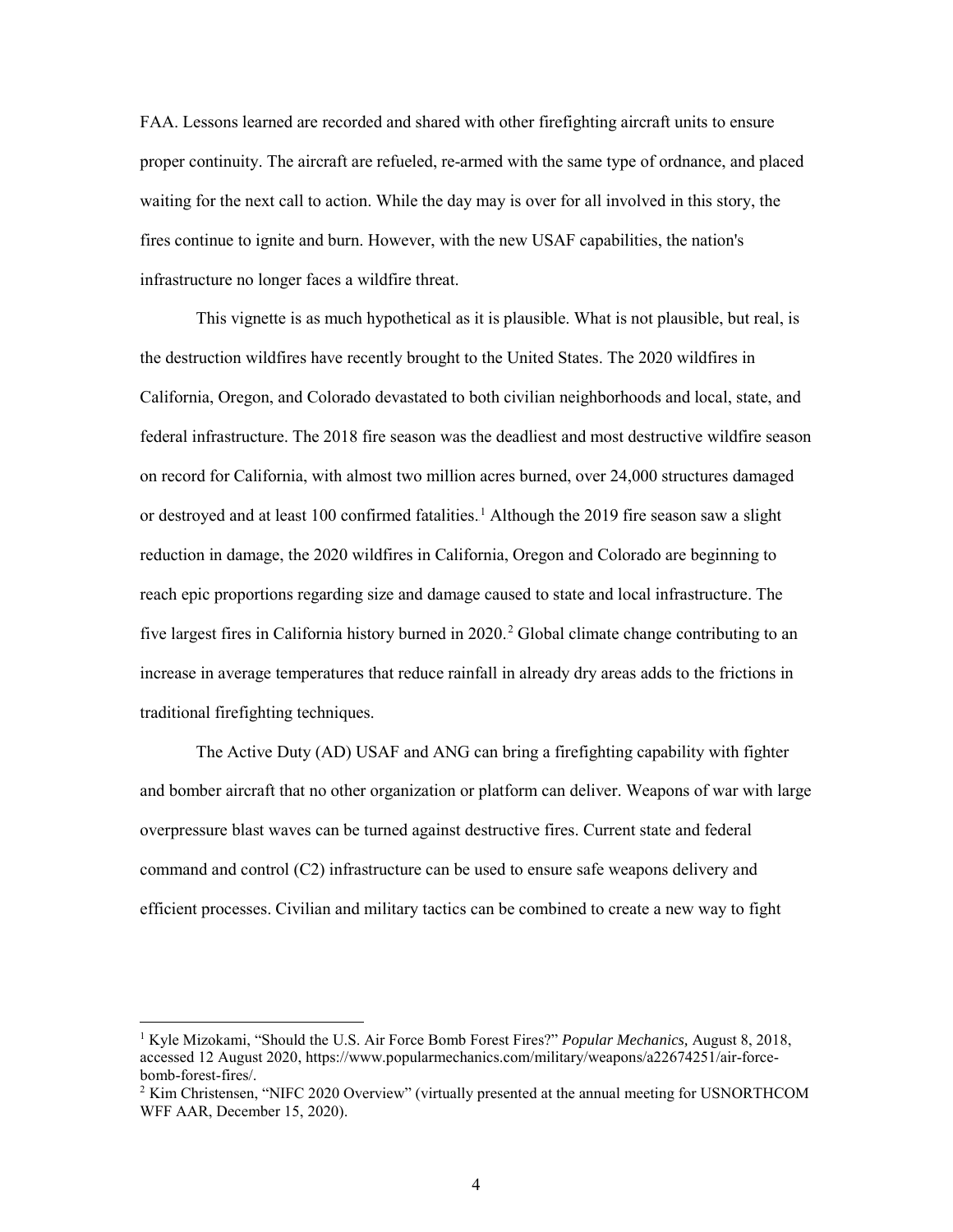FAA. Lessons learned are recorded and shared with other firefighting aircraft units to ensure proper continuity. The aircraft are refueled, re-armed with the same type of ordnance, and placed waiting for the next call to action. While the day may is over for all involved in this story, the fires continue to ignite and burn. However, with the new USAF capabilities, the nation's infrastructure no longer faces a wildfire threat.

This vignette is as much hypothetical as it is plausible. What is not plausible, but real, is the destruction wildfires have recently brought to the United States. The 2020 wildfires in California, Oregon, and Colorado devastated to both civilian neighborhoods and local, state, and federal infrastructure. The 2018 fire season was the deadliest and most destructive wildfire season on record for California, with almost two million acres burned, over 24,000 structures damaged or destroyed and at least 100 confirmed fatalities.[1] Although the 2019 fire season saw a slight reduction in damage, the 2020 wildfires in California, Oregon and Colorado are beginning to reach epic proportions regarding size and damage caused to state and local infrastructure. The five largest fires in California history burned in 2020.[2] Global climate change contributing to an increase in average temperatures that reduce rainfall in already dry areas adds to the frictions in traditional firefighting techniques.

The Active Duty (AD) USAF and ANG can bring a firefighting capability with fighter and bomber aircraft that no other organization or platform can deliver. Weapons of war with large overpressure blast waves can be turned against destructive fires. Current state and federal command and control (C2) infrastructure can be used to ensure safe weapons delivery and efficient processes. Civilian and military tactics can be combined to create a new way to fight

---

[1] Kyle Mizokami, "Should the U.S. Air Force Bomb Forest Fires?" *Popular Mechanics,* August 8, 2018, accessed 12 August 2020, https://www.popularmechanics.com/military/weapons/a22674251/air-force-bomb-forest-fires/.

[2] Kim Christensen, "NIFC 2020 Overview" (virtually presented at the annual meeting for USNORTHCOM WFF AAR, December 15, 2020).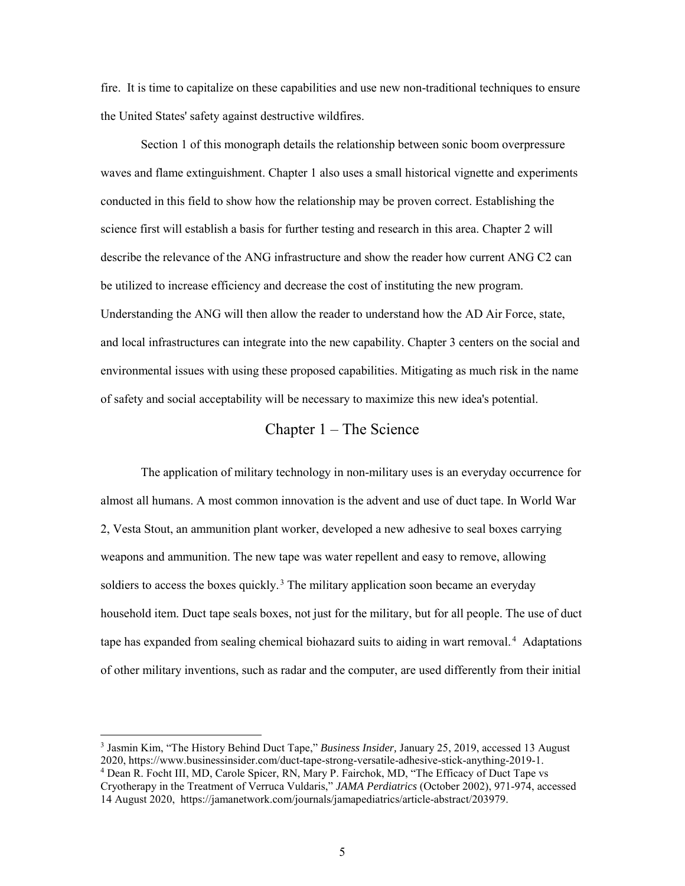fire. It is time to capitalize on these capabilities and use new non-traditional techniques to ensure the United States' safety against destructive wildfires.

Section 1 of this monograph details the relationship between sonic boom overpressure waves and flame extinguishment. Chapter 1 also uses a small historical vignette and experiments conducted in this field to show how the relationship may be proven correct. Establishing the science first will establish a basis for further testing and research in this area. Chapter 2 will describe the relevance of the ANG infrastructure and show the reader how current ANG C2 can be utilized to increase efficiency and decrease the cost of instituting the new program. Understanding the ANG will then allow the reader to understand how the AD Air Force, state, and local infrastructures can integrate into the new capability. Chapter 3 centers on the social and environmental issues with using these proposed capabilities. Mitigating as much risk in the name of safety and social acceptability will be necessary to maximize this new idea's potential.

## Chapter 1 – The Science

The application of military technology in non-military uses is an everyday occurrence for almost all humans. A most common innovation is the advent and use of duct tape. In World War 2, Vesta Stout, an ammunition plant worker, developed a new adhesive to seal boxes carrying weapons and ammunition. The new tape was water repellent and easy to remove, allowing soldiers to access the boxes quickly.[3] The military application soon became an everyday household item. Duct tape seals boxes, not just for the military, but for all people. The use of duct tape has expanded from sealing chemical biohazard suits to aiding in wart removal.[4] Adaptations of other military inventions, such as radar and the computer, are used differently from their initial

---

[3] Jasmin Kim, "The History Behind Duct Tape," *Business Insider,* January 25, 2019, accessed 13 August 2020, https://www.businessinsider.com/duct-tape-strong-versatile-adhesive-stick-anything-2019-1.

[4] Dean R. Focht III, MD, Carole Spicer, RN, Mary P. Fairchok, MD, "The Efficacy of Duct Tape vs Cryotherapy in the Treatment of Verruca Vuldaris," *JAMA Perdiatrics* (October 2002), 971-974, accessed 14 August 2020, https://jamanetwork.com/journals/jamapediatrics/article-abstract/203979.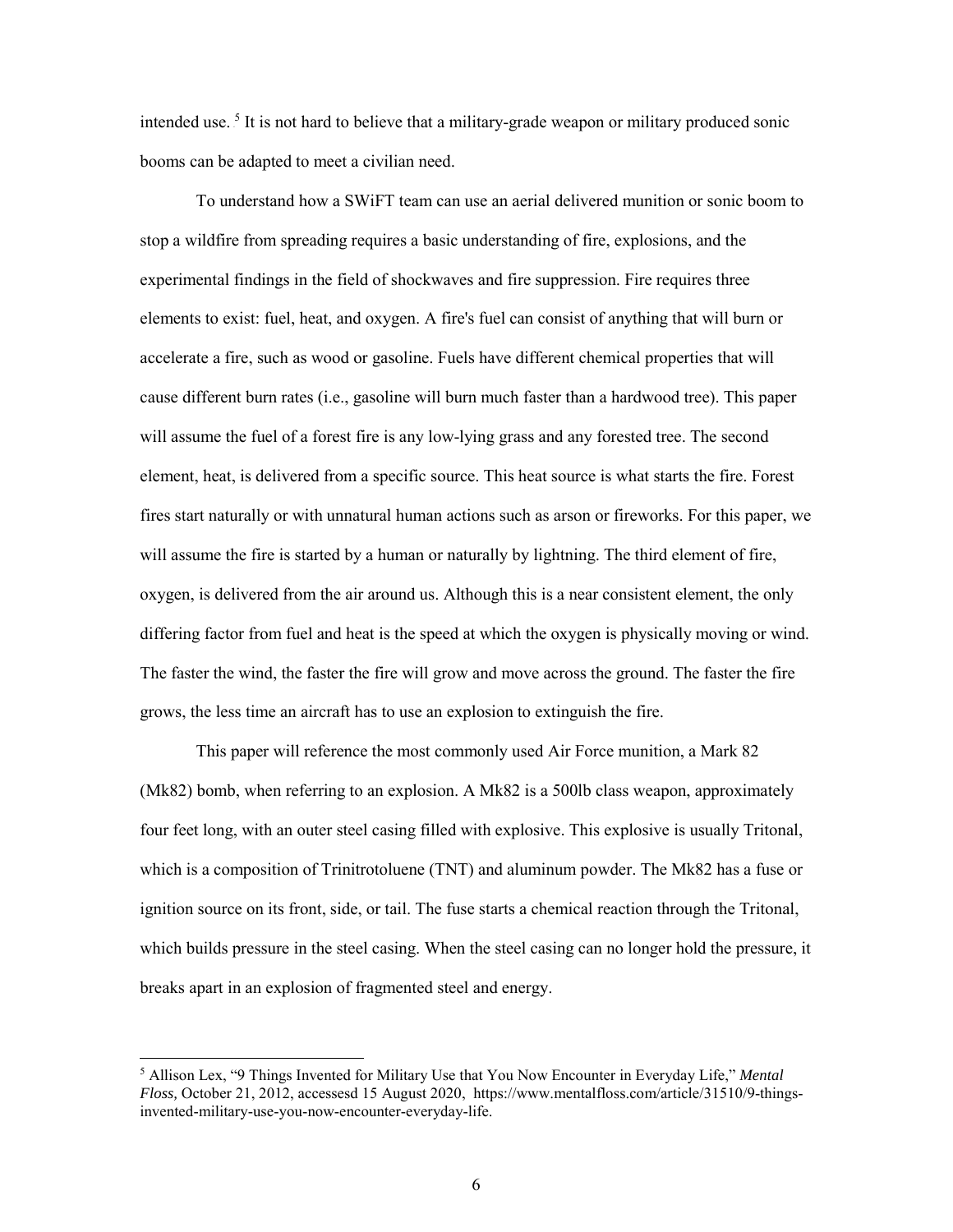intended use. [5] It is not hard to believe that a military-grade weapon or military produced sonic booms can be adapted to meet a civilian need.

To understand how a SWiFT team can use an aerial delivered munition or sonic boom to stop a wildfire from spreading requires a basic understanding of fire, explosions, and the experimental findings in the field of shockwaves and fire suppression. Fire requires three elements to exist: fuel, heat, and oxygen. A fire's fuel can consist of anything that will burn or accelerate a fire, such as wood or gasoline. Fuels have different chemical properties that will cause different burn rates (i.e., gasoline will burn much faster than a hardwood tree). This paper will assume the fuel of a forest fire is any low-lying grass and any forested tree. The second element, heat, is delivered from a specific source. This heat source is what starts the fire. Forest fires start naturally or with unnatural human actions such as arson or fireworks. For this paper, we will assume the fire is started by a human or naturally by lightning. The third element of fire, oxygen, is delivered from the air around us. Although this is a near consistent element, the only differing factor from fuel and heat is the speed at which the oxygen is physically moving or wind. The faster the wind, the faster the fire will grow and move across the ground. The faster the fire grows, the less time an aircraft has to use an explosion to extinguish the fire.

This paper will reference the most commonly used Air Force munition, a Mark 82 (Mk82) bomb, when referring to an explosion. A Mk82 is a 500lb class weapon, approximately four feet long, with an outer steel casing filled with explosive. This explosive is usually Tritonal, which is a composition of Trinitrotoluene (TNT) and aluminum powder. The Mk82 has a fuse or ignition source on its front, side, or tail. The fuse starts a chemical reaction through the Tritonal, which builds pressure in the steel casing. When the steel casing can no longer hold the pressure, it breaks apart in an explosion of fragmented steel and energy.

---

[5] Allison Lex, "9 Things Invented for Military Use that You Now Encounter in Everyday Life," *Mental Floss,* October 21, 2012, accessesd 15 August 2020, https://www.mentalfloss.com/article/31510/9-things-invented-military-use-you-now-encounter-everyday-life.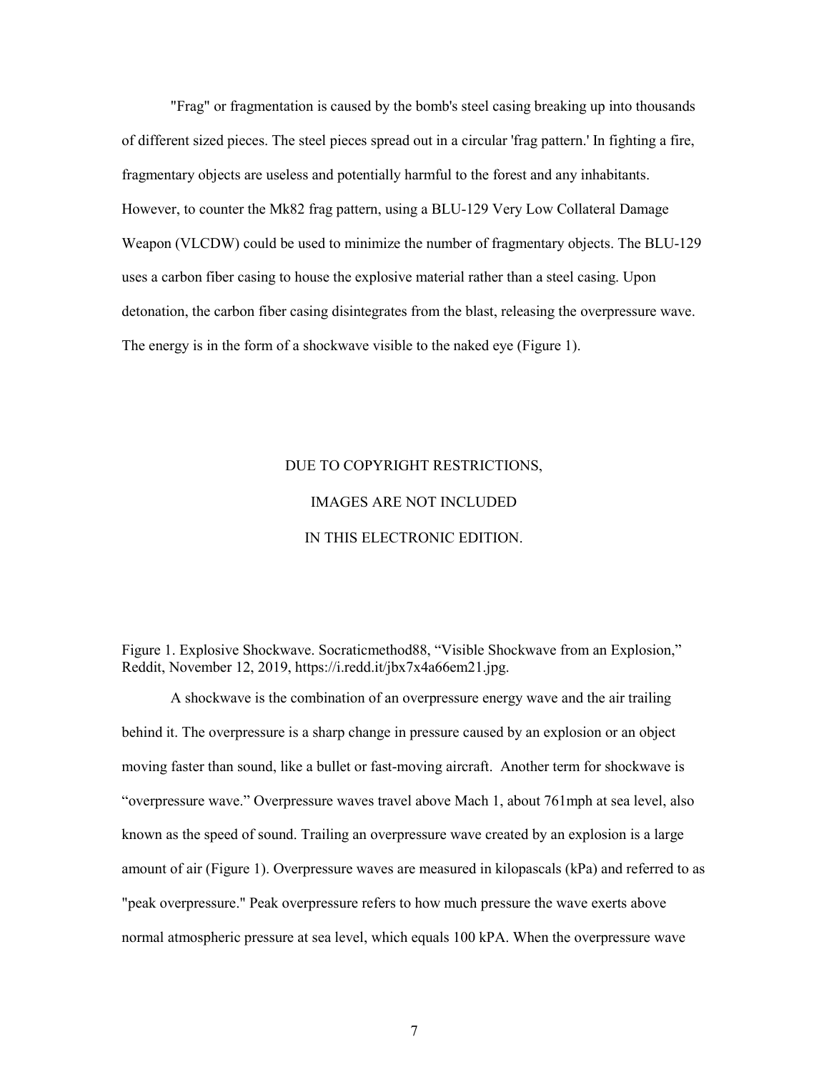"Frag" or fragmentation is caused by the bomb's steel casing breaking up into thousands of different sized pieces. The steel pieces spread out in a circular 'frag pattern.' In fighting a fire, fragmentary objects are useless and potentially harmful to the forest and any inhabitants. However, to counter the Mk82 frag pattern, using a BLU-129 Very Low Collateral Damage Weapon (VLCDW) could be used to minimize the number of fragmentary objects. The BLU-129 uses a carbon fiber casing to house the explosive material rather than a steel casing. Upon detonation, the carbon fiber casing disintegrates from the blast, releasing the overpressure wave. The energy is in the form of a shockwave visible to the naked eye (Figure 1).

DUE TO COPYRIGHT RESTRICTIONS,

IMAGES ARE NOT INCLUDED

IN THIS ELECTRONIC EDITION.

Figure 1. Explosive Shockwave. Socraticmethod88, "Visible Shockwave from an Explosion," Reddit, November 12, 2019, https://i.redd.it/jbx7x4a66em21.jpg.

A shockwave is the combination of an overpressure energy wave and the air trailing behind it. The overpressure is a sharp change in pressure caused by an explosion or an object moving faster than sound, like a bullet or fast-moving aircraft. Another term for shockwave is "overpressure wave." Overpressure waves travel above Mach 1, about 761mph at sea level, also known as the speed of sound. Trailing an overpressure wave created by an explosion is a large amount of air (Figure 1). Overpressure waves are measured in kilopascals (kPa) and referred to as "peak overpressure." Peak overpressure refers to how much pressure the wave exerts above normal atmospheric pressure at sea level, which equals 100 kPA. When the overpressure wave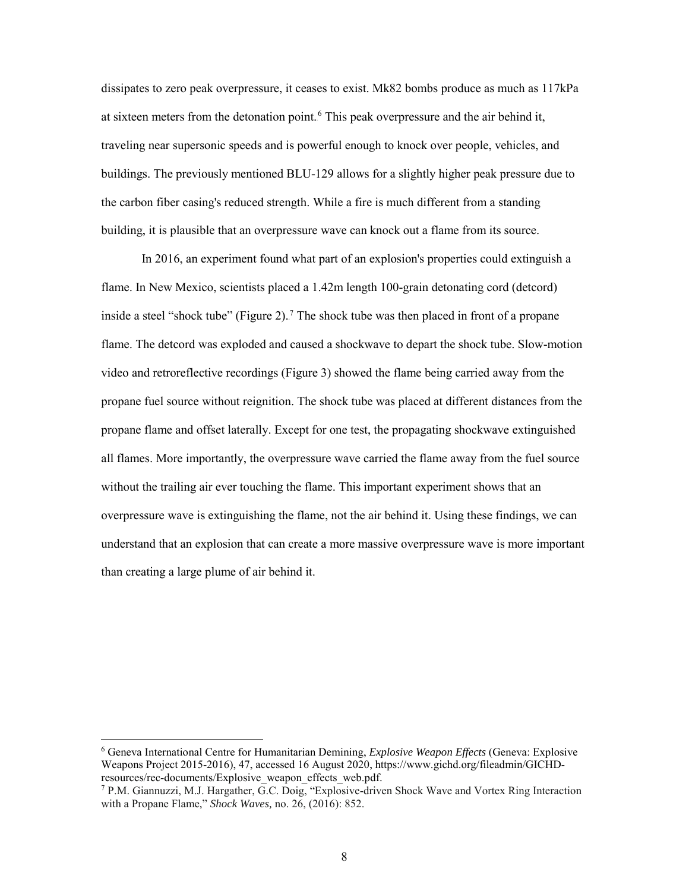dissipates to zero peak overpressure, it ceases to exist. Mk82 bombs produce as much as 117kPa at sixteen meters from the detonation point.[6] This peak overpressure and the air behind it, traveling near supersonic speeds and is powerful enough to knock over people, vehicles, and buildings. The previously mentioned BLU-129 allows for a slightly higher peak pressure due to the carbon fiber casing's reduced strength. While a fire is much different from a standing building, it is plausible that an overpressure wave can knock out a flame from its source.

In 2016, an experiment found what part of an explosion's properties could extinguish a flame. In New Mexico, scientists placed a 1.42m length 100-grain detonating cord (detcord) inside a steel "shock tube" (Figure 2).[7] The shock tube was then placed in front of a propane flame. The detcord was exploded and caused a shockwave to depart the shock tube. Slow-motion video and retroreflective recordings (Figure 3) showed the flame being carried away from the propane fuel source without reignition. The shock tube was placed at different distances from the propane flame and offset laterally. Except for one test, the propagating shockwave extinguished all flames. More importantly, the overpressure wave carried the flame away from the fuel source without the trailing air ever touching the flame. This important experiment shows that an overpressure wave is extinguishing the flame, not the air behind it. Using these findings, we can understand that an explosion that can create a more massive overpressure wave is more important than creating a large plume of air behind it.

---

[6] Geneva International Centre for Humanitarian Demining, *Explosive Weapon Effects* (Geneva: Explosive Weapons Project 2015-2016), 47, accessed 16 August 2020, https://www.gichd.org/fileadmin/GICHD-resources/rec-documents/Explosive_weapon_effects_web.pdf.

[7] P.M. Giannuzzi, M.J. Hargather, G.C. Doig, "Explosive-driven Shock Wave and Vortex Ring Interaction with a Propane Flame," *Shock Waves,* no. 26, (2016): 852.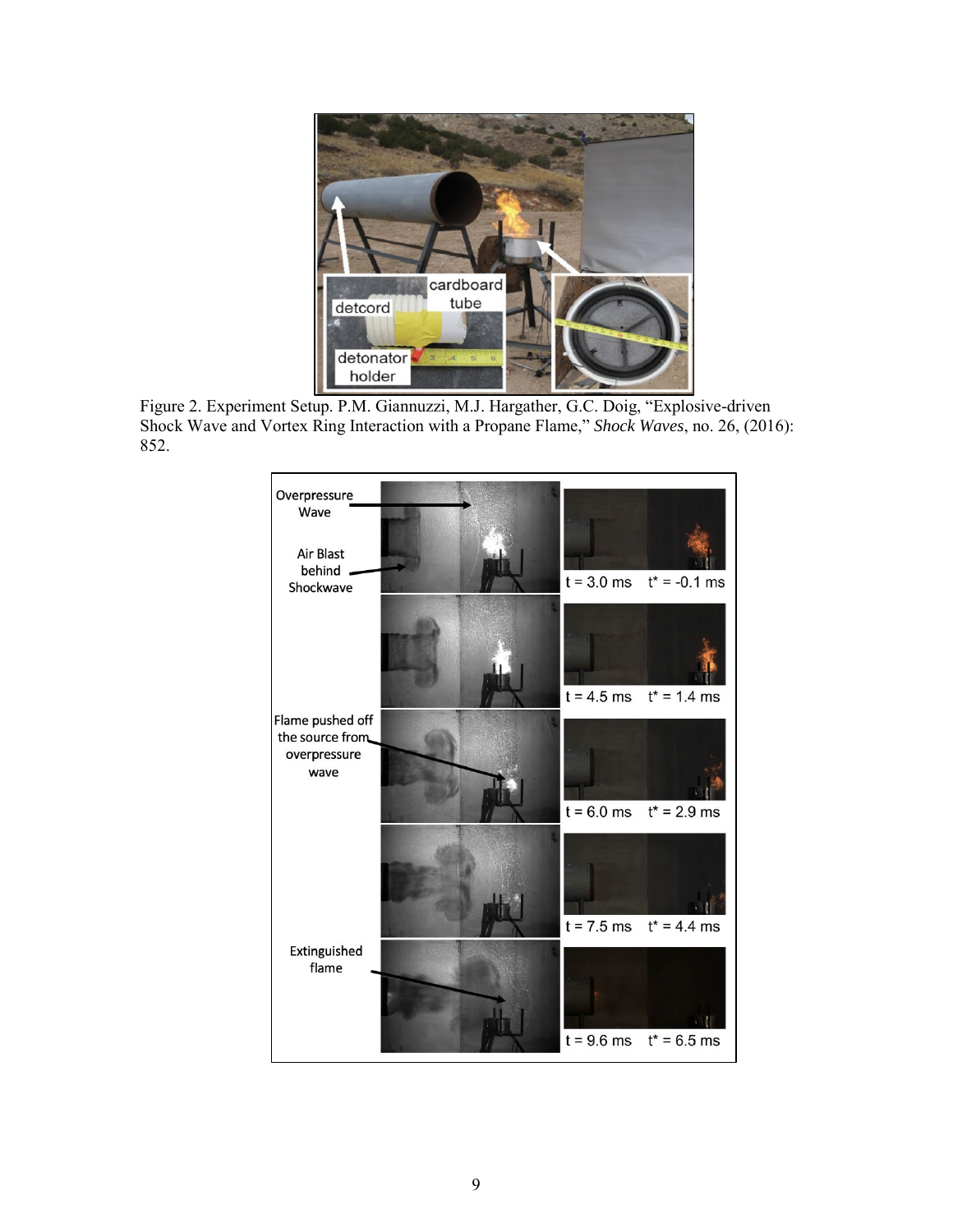Figure 2. Experiment Setup. P.M. Giannuzzi, M.J. Hargather, G.C. Doig, "Explosive-driven Shock Wave and Vortex Ring Interaction with a Propane Flame," *Shock Waves*, no. 26, (2016): 852.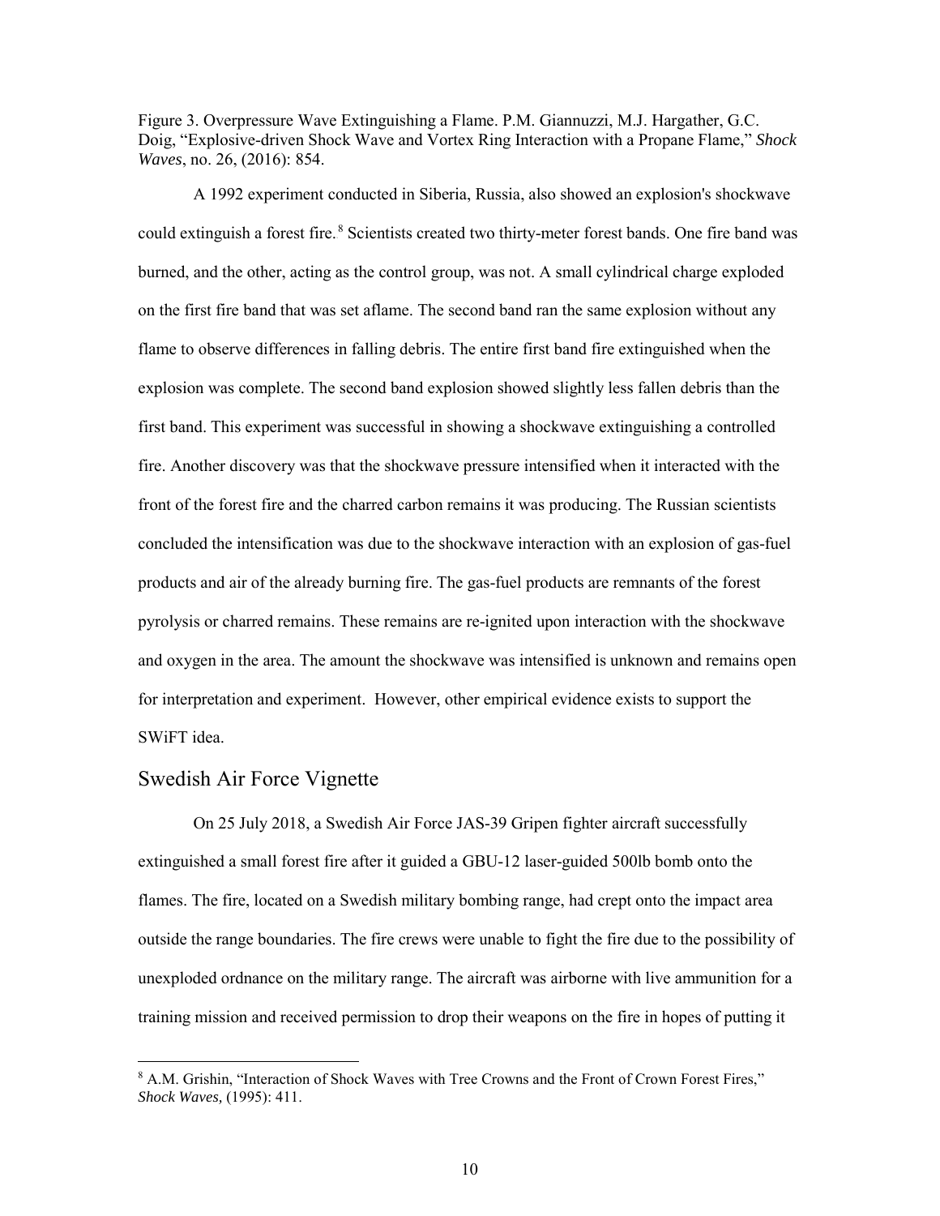Figure 3. Overpressure Wave Extinguishing a Flame. P.M. Giannuzzi, M.J. Hargather, G.C. Doig, "Explosive-driven Shock Wave and Vortex Ring Interaction with a Propane Flame," *Shock Waves*, no. 26, (2016): 854.

A 1992 experiment conducted in Siberia, Russia, also showed an explosion's shockwave could extinguish a forest fire.[8] Scientists created two thirty-meter forest bands. One fire band was burned, and the other, acting as the control group, was not. A small cylindrical charge exploded on the first fire band that was set aflame. The second band ran the same explosion without any flame to observe differences in falling debris. The entire first band fire extinguished when the explosion was complete. The second band explosion showed slightly less fallen debris than the first band. This experiment was successful in showing a shockwave extinguishing a controlled fire. Another discovery was that the shockwave pressure intensified when it interacted with the front of the forest fire and the charred carbon remains it was producing. The Russian scientists concluded the intensification was due to the shockwave interaction with an explosion of gas-fuel products and air of the already burning fire. The gas-fuel products are remnants of the forest pyrolysis or charred remains. These remains are re-ignited upon interaction with the shockwave and oxygen in the area. The amount the shockwave was intensified is unknown and remains open for interpretation and experiment. However, other empirical evidence exists to support the SWiFT idea.

## Swedish Air Force Vignette

On 25 July 2018, a Swedish Air Force JAS-39 Gripen fighter aircraft successfully extinguished a small forest fire after it guided a GBU-12 laser-guided 500lb bomb onto the flames. The fire, located on a Swedish military bombing range, had crept onto the impact area outside the range boundaries. The fire crews were unable to fight the fire due to the possibility of unexploded ordnance on the military range. The aircraft was airborne with live ammunition for a training mission and received permission to drop their weapons on the fire in hopes of putting it

[8] A.M. Grishin, "Interaction of Shock Waves with Tree Crowns and the Front of Crown Forest Fires," *Shock Waves,* (1995): 411.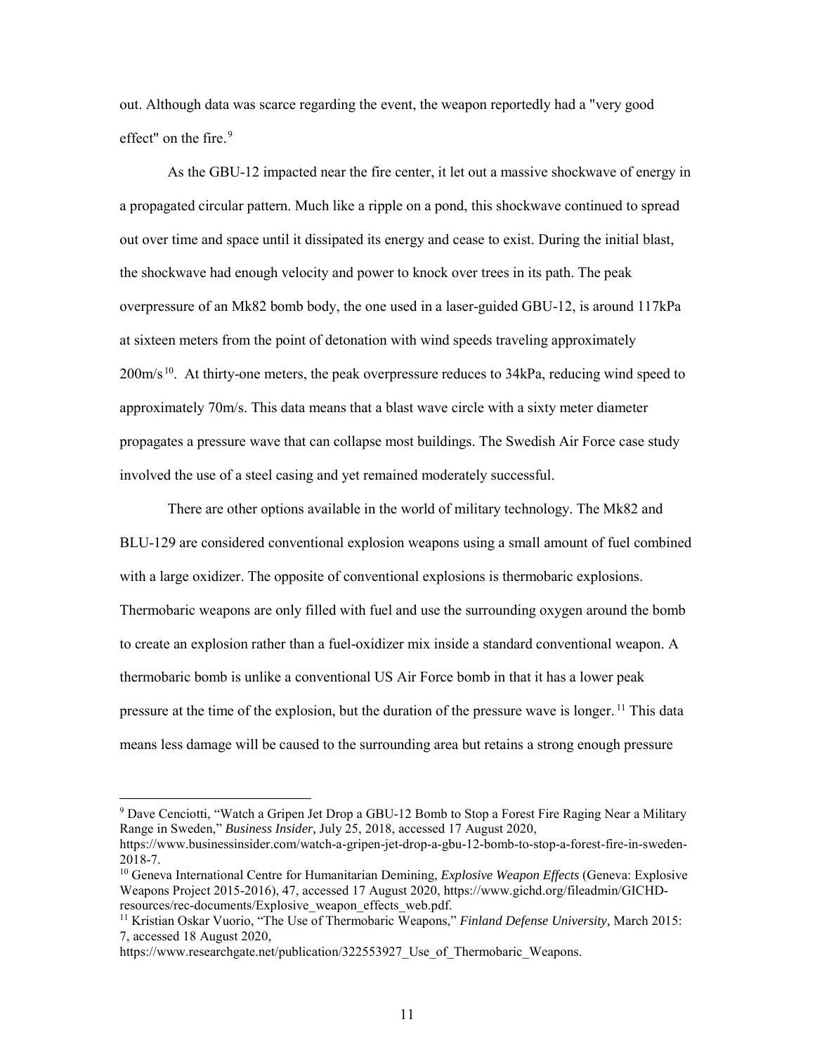out. Although data was scarce regarding the event, the weapon reportedly had a "very good effect" on the fire.[9]

As the GBU-12 impacted near the fire center, it let out a massive shockwave of energy in a propagated circular pattern. Much like a ripple on a pond, this shockwave continued to spread out over time and space until it dissipated its energy and cease to exist. During the initial blast, the shockwave had enough velocity and power to knock over trees in its path. The peak overpressure of an Mk82 bomb body, the one used in a laser-guided GBU-12, is around 117kPa at sixteen meters from the point of detonation with wind speeds traveling approximately 200m/s[10]. At thirty-one meters, the peak overpressure reduces to 34kPa, reducing wind speed to approximately 70m/s. This data means that a blast wave circle with a sixty meter diameter propagates a pressure wave that can collapse most buildings. The Swedish Air Force case study involved the use of a steel casing and yet remained moderately successful.

There are other options available in the world of military technology. The Mk82 and BLU-129 are considered conventional explosion weapons using a small amount of fuel combined with a large oxidizer. The opposite of conventional explosions is thermobaric explosions. Thermobaric weapons are only filled with fuel and use the surrounding oxygen around the bomb to create an explosion rather than a fuel-oxidizer mix inside a standard conventional weapon. A thermobaric bomb is unlike a conventional US Air Force bomb in that it has a lower peak pressure at the time of the explosion, but the duration of the pressure wave is longer.[11] This data means less damage will be caused to the surrounding area but retains a strong enough pressure

---

[9] Dave Cenciotti, "Watch a Gripen Jet Drop a GBU-12 Bomb to Stop a Forest Fire Raging Near a Military Range in Sweden," *Business Insider,* July 25, 2018, accessed 17 August 2020, https://www.businessinsider.com/watch-a-gripen-jet-drop-a-gbu-12-bomb-to-stop-a-forest-fire-in-sweden-2018-7.

[10] Geneva International Centre for Humanitarian Demining, *Explosive Weapon Effects* (Geneva: Explosive Weapons Project 2015-2016), 47, accessed 17 August 2020, https://www.gichd.org/fileadmin/GICHD-resources/rec-documents/Explosive_weapon_effects_web.pdf.

[11] Kristian Oskar Vuorio, "The Use of Thermobaric Weapons," *Finland Defense University,* March 2015: 7, accessed 18 August 2020, https://www.researchgate.net/publication/322553927_Use_of_Thermobaric_Weapons.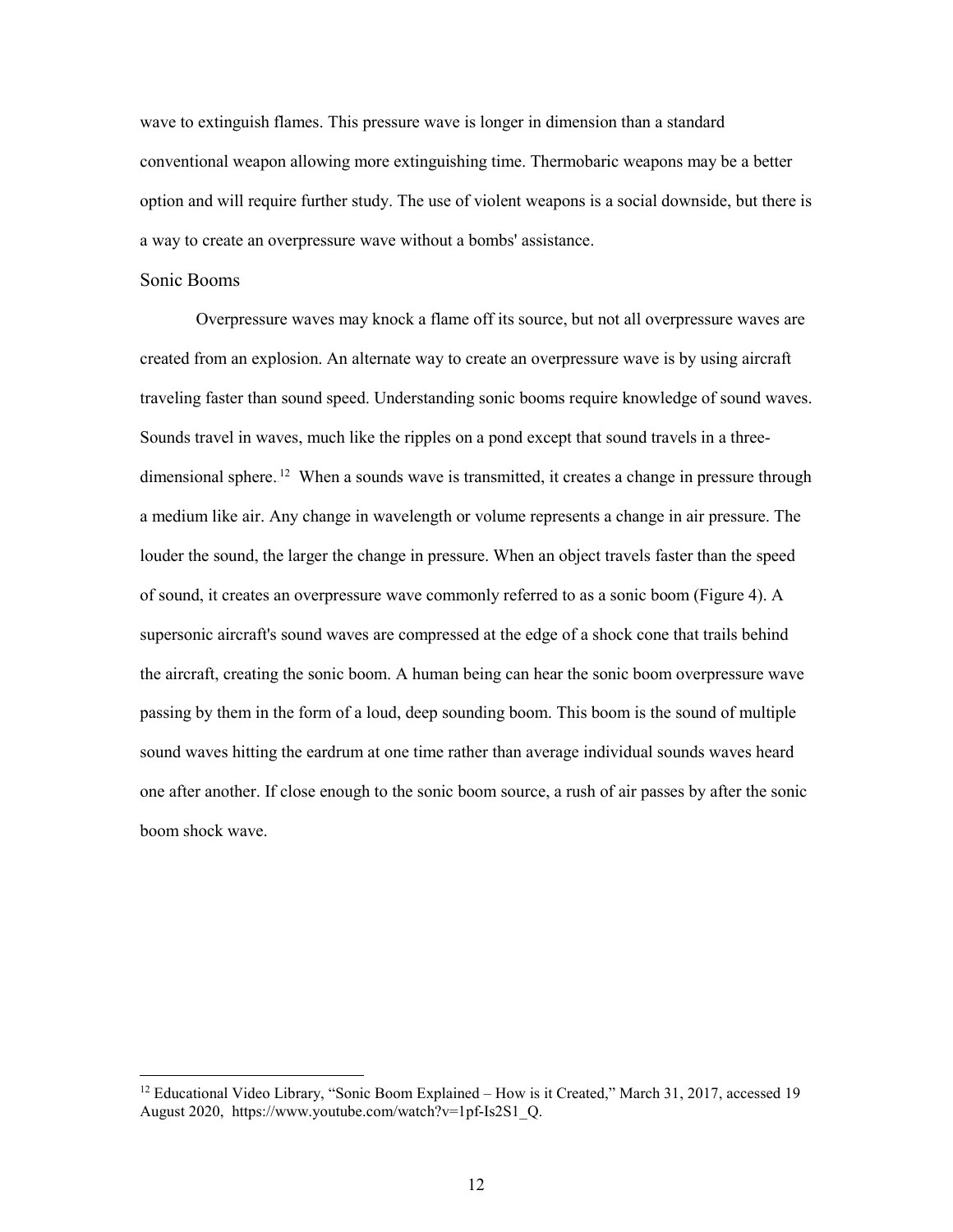wave to extinguish flames. This pressure wave is longer in dimension than a standard conventional weapon allowing more extinguishing time. Thermobaric weapons may be a better option and will require further study. The use of violent weapons is a social downside, but there is a way to create an overpressure wave without a bombs' assistance.

## Sonic Booms

Overpressure waves may knock a flame off its source, but not all overpressure waves are created from an explosion. An alternate way to create an overpressure wave is by using aircraft traveling faster than sound speed. Understanding sonic booms require knowledge of sound waves. Sounds travel in waves, much like the ripples on a pond except that sound travels in a three-dimensional sphere.[12] When a sounds wave is transmitted, it creates a change in pressure through a medium like air. Any change in wavelength or volume represents a change in air pressure. The louder the sound, the larger the change in pressure. When an object travels faster than the speed of sound, it creates an overpressure wave commonly referred to as a sonic boom (Figure 4). A supersonic aircraft's sound waves are compressed at the edge of a shock cone that trails behind the aircraft, creating the sonic boom. A human being can hear the sonic boom overpressure wave passing by them in the form of a loud, deep sounding boom. This boom is the sound of multiple sound waves hitting the eardrum at one time rather than average individual sounds waves heard one after another. If close enough to the sonic boom source, a rush of air passes by after the sonic boom shock wave.

---

[12] Educational Video Library, "Sonic Boom Explained – How is it Created," March 31, 2017, accessed 19 August 2020, https://www.youtube.com/watch?v=1pf-Is2S1_Q.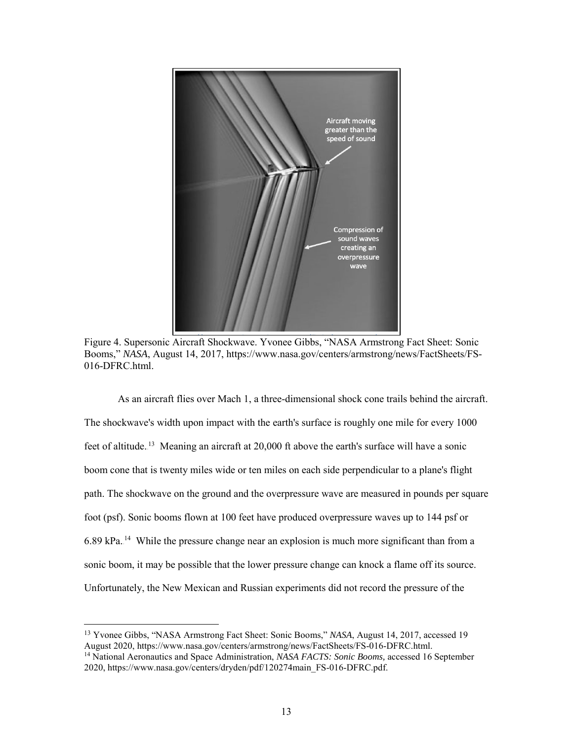Figure 4. Supersonic Aircraft Shockwave. Yvonee Gibbs, "NASA Armstrong Fact Sheet: Sonic Booms," *NASA*, August 14, 2017, https://www.nasa.gov/centers/armstrong/news/FactSheets/FS-016-DFRC.html.

As an aircraft flies over Mach 1, a three-dimensional shock cone trails behind the aircraft. The shockwave's width upon impact with the earth's surface is roughly one mile for every 1000 feet of altitude.[13] Meaning an aircraft at 20,000 ft above the earth's surface will have a sonic boom cone that is twenty miles wide or ten miles on each side perpendicular to a plane's flight path. The shockwave on the ground and the overpressure wave are measured in pounds per square foot (psf). Sonic booms flown at 100 feet have produced overpressure waves up to 144 psf or 6.89 kPa.[14] While the pressure change near an explosion is much more significant than from a sonic boom, it may be possible that the lower pressure change can knock a flame off its source. Unfortunately, the New Mexican and Russian experiments did not record the pressure of the

---

[13] Yvonee Gibbs, "NASA Armstrong Fact Sheet: Sonic Booms," *NASA*, August 14, 2017, accessed 19 August 2020, https://www.nasa.gov/centers/armstrong/news/FactSheets/FS-016-DFRC.html.

[14] National Aeronautics and Space Administration, *NASA FACTS: Sonic Booms,* accessed 16 September 2020, https://www.nasa.gov/centers/dryden/pdf/120274main_FS-016-DFRC.pdf.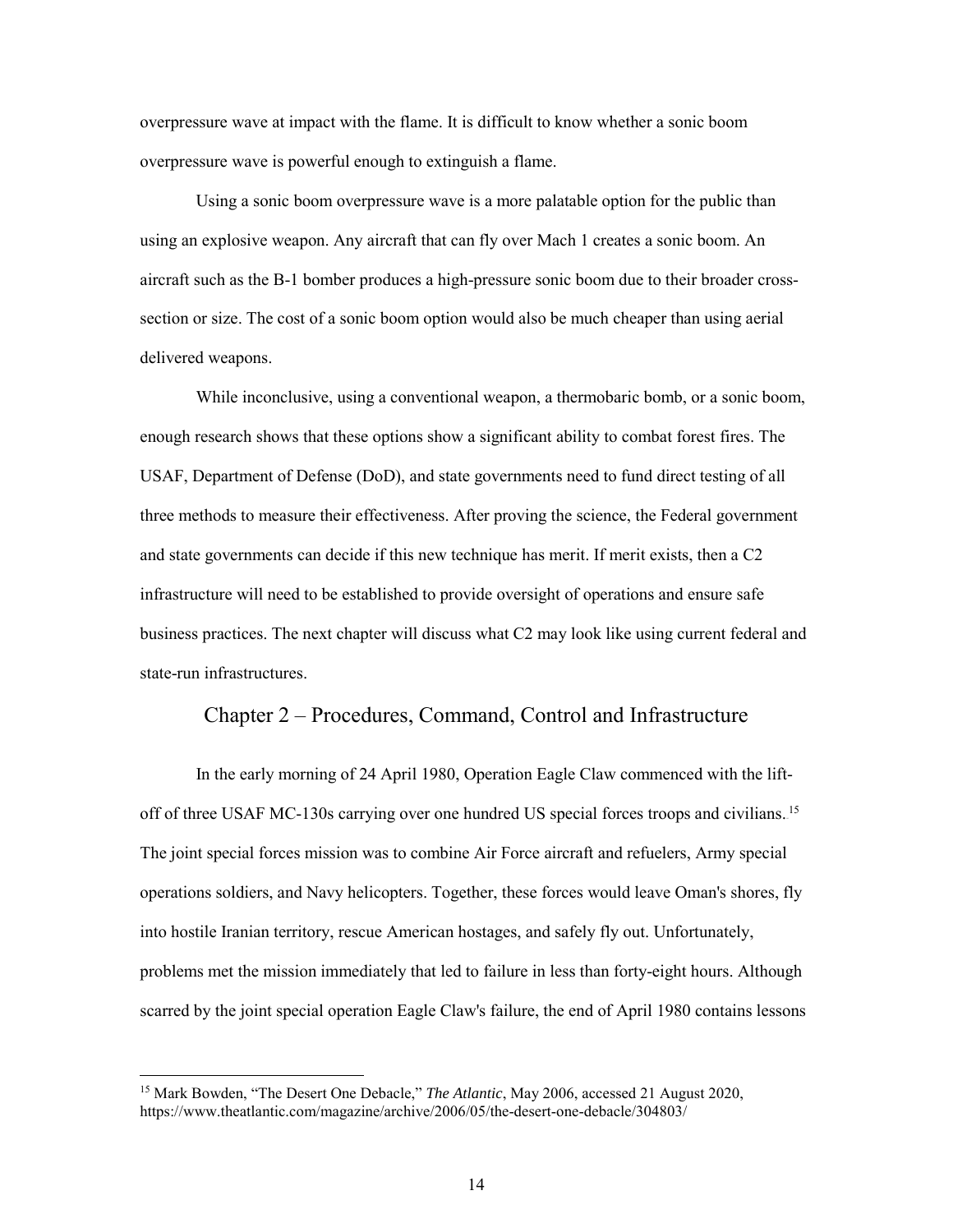overpressure wave at impact with the flame. It is difficult to know whether a sonic boom overpressure wave is powerful enough to extinguish a flame.

Using a sonic boom overpressure wave is a more palatable option for the public than using an explosive weapon. Any aircraft that can fly over Mach 1 creates a sonic boom. An aircraft such as the B-1 bomber produces a high-pressure sonic boom due to their broader cross-section or size. The cost of a sonic boom option would also be much cheaper than using aerial delivered weapons.

While inconclusive, using a conventional weapon, a thermobaric bomb, or a sonic boom, enough research shows that these options show a significant ability to combat forest fires. The USAF, Department of Defense (DoD), and state governments need to fund direct testing of all three methods to measure their effectiveness. After proving the science, the Federal government and state governments can decide if this new technique has merit. If merit exists, then a C2 infrastructure will need to be established to provide oversight of operations and ensure safe business practices. The next chapter will discuss what C2 may look like using current federal and state-run infrastructures.

## Chapter 2 – Procedures, Command, Control and Infrastructure

In the early morning of 24 April 1980, Operation Eagle Claw commenced with the lift-off of three USAF MC-130s carrying over one hundred US special forces troops and civilians.[15] The joint special forces mission was to combine Air Force aircraft and refuelers, Army special operations soldiers, and Navy helicopters. Together, these forces would leave Oman's shores, fly into hostile Iranian territory, rescue American hostages, and safely fly out. Unfortunately, problems met the mission immediately that led to failure in less than forty-eight hours. Although scarred by the joint special operation Eagle Claw's failure, the end of April 1980 contains lessons

[15] Mark Bowden, "The Desert One Debacle," *The Atlantic*, May 2006, accessed 21 August 2020, https://www.theatlantic.com/magazine/archive/2006/05/the-desert-one-debacle/304803/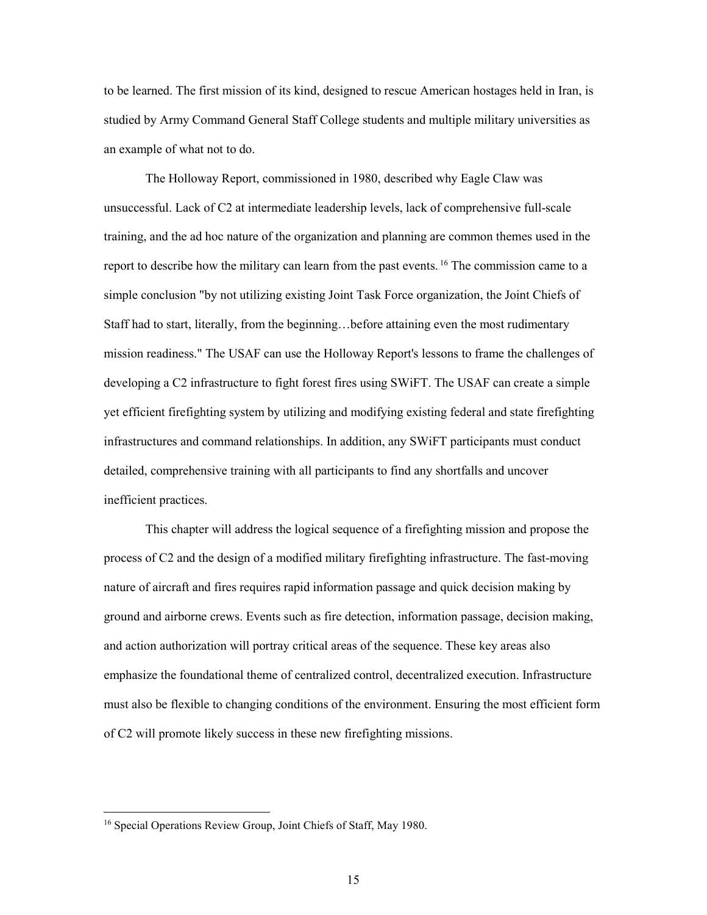to be learned. The first mission of its kind, designed to rescue American hostages held in Iran, is studied by Army Command General Staff College students and multiple military universities as an example of what not to do.

The Holloway Report, commissioned in 1980, described why Eagle Claw was unsuccessful. Lack of C2 at intermediate leadership levels, lack of comprehensive full-scale training, and the ad hoc nature of the organization and planning are common themes used in the report to describe how the military can learn from the past events.[16] The commission came to a simple conclusion "by not utilizing existing Joint Task Force organization, the Joint Chiefs of Staff had to start, literally, from the beginning…before attaining even the most rudimentary mission readiness." The USAF can use the Holloway Report's lessons to frame the challenges of developing a C2 infrastructure to fight forest fires using SWiFT. The USAF can create a simple yet efficient firefighting system by utilizing and modifying existing federal and state firefighting infrastructures and command relationships. In addition, any SWiFT participants must conduct detailed, comprehensive training with all participants to find any shortfalls and uncover inefficient practices.

This chapter will address the logical sequence of a firefighting mission and propose the process of C2 and the design of a modified military firefighting infrastructure. The fast-moving nature of aircraft and fires requires rapid information passage and quick decision making by ground and airborne crews. Events such as fire detection, information passage, decision making, and action authorization will portray critical areas of the sequence. These key areas also emphasize the foundational theme of centralized control, decentralized execution. Infrastructure must also be flexible to changing conditions of the environment. Ensuring the most efficient form of C2 will promote likely success in these new firefighting missions.

---

[16] Special Operations Review Group, Joint Chiefs of Staff, May 1980.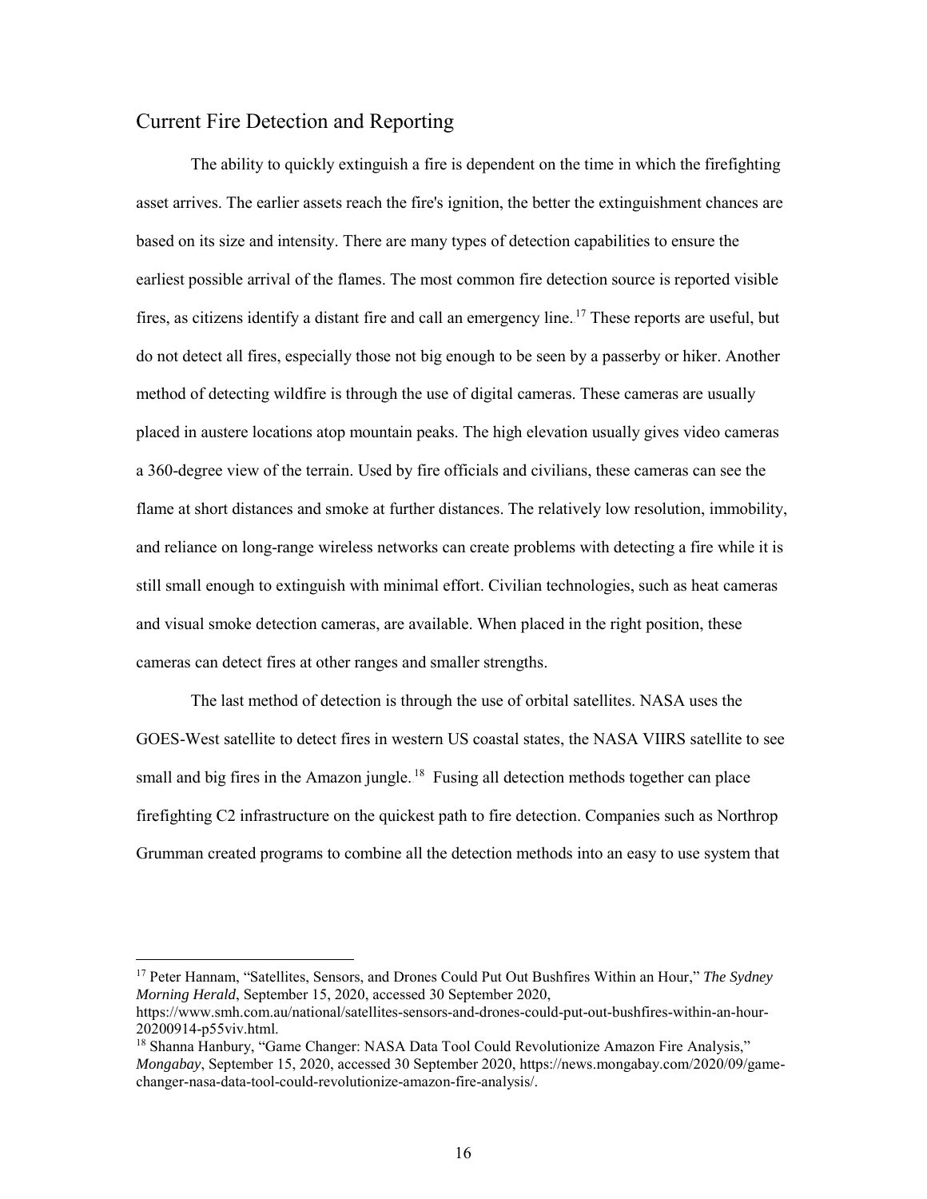## Current Fire Detection and Reporting

The ability to quickly extinguish a fire is dependent on the time in which the firefighting asset arrives. The earlier assets reach the fire's ignition, the better the extinguishment chances are based on its size and intensity. There are many types of detection capabilities to ensure the earliest possible arrival of the flames. The most common fire detection source is reported visible fires, as citizens identify a distant fire and call an emergency line.[17] These reports are useful, but do not detect all fires, especially those not big enough to be seen by a passerby or hiker. Another method of detecting wildfire is through the use of digital cameras. These cameras are usually placed in austere locations atop mountain peaks. The high elevation usually gives video cameras a 360-degree view of the terrain. Used by fire officials and civilians, these cameras can see the flame at short distances and smoke at further distances. The relatively low resolution, immobility, and reliance on long-range wireless networks can create problems with detecting a fire while it is still small enough to extinguish with minimal effort. Civilian technologies, such as heat cameras and visual smoke detection cameras, are available. When placed in the right position, these cameras can detect fires at other ranges and smaller strengths.

The last method of detection is through the use of orbital satellites. NASA uses the GOES-West satellite to detect fires in western US coastal states, the NASA VIIRS satellite to see small and big fires in the Amazon jungle.[18] Fusing all detection methods together can place firefighting C2 infrastructure on the quickest path to fire detection. Companies such as Northrop Grumman created programs to combine all the detection methods into an easy to use system that

---

[17] Peter Hannam, "Satellites, Sensors, and Drones Could Put Out Bushfires Within an Hour," *The Sydney Morning Herald*, September 15, 2020, accessed 30 September 2020, https://www.smh.com.au/national/satellites-sensors-and-drones-could-put-out-bushfires-within-an-hour-20200914-p55viv.html.

[18] Shanna Hanbury, "Game Changer: NASA Data Tool Could Revolutionize Amazon Fire Analysis," *Mongabay*, September 15, 2020, accessed 30 September 2020, https://news.mongabay.com/2020/09/game-changer-nasa-data-tool-could-revolutionize-amazon-fire-analysis/.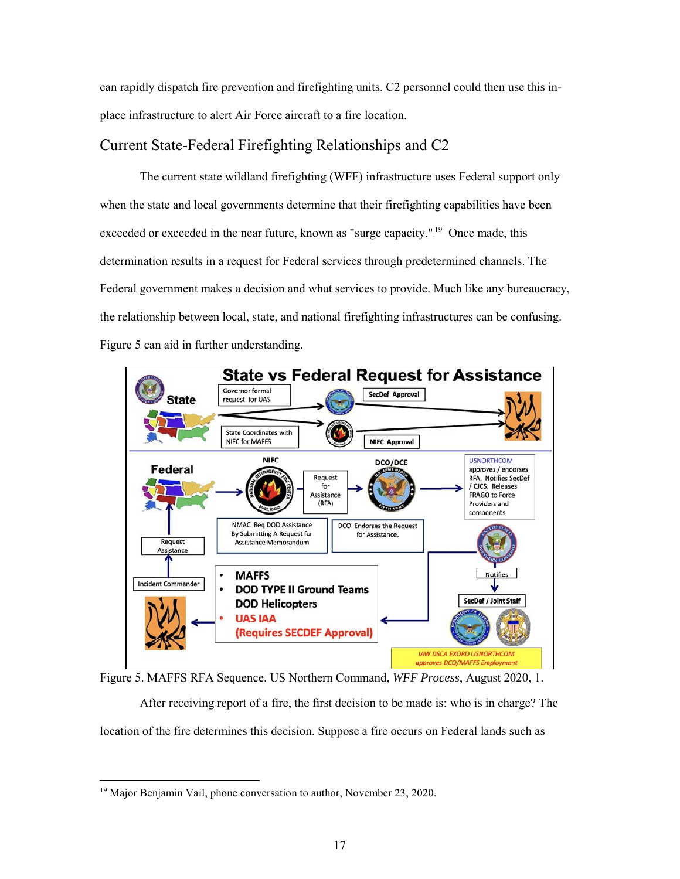can rapidly dispatch fire prevention and firefighting units. C2 personnel could then use this in-place infrastructure to alert Air Force aircraft to a fire location.

## Current State-Federal Firefighting Relationships and C2

The current state wildland firefighting (WFF) infrastructure uses Federal support only when the state and local governments determine that their firefighting capabilities have been exceeded or exceeded in the near future, known as "surge capacity."[19] Once made, this determination results in a request for Federal services through predetermined channels. The Federal government makes a decision and what services to provide. Much like any bureaucracy, the relationship between local, state, and national firefighting infrastructures can be confusing. Figure 5 can aid in further understanding.

Figure 5. MAFFS RFA Sequence. US Northern Command, *WFF Process*, August 2020, 1.

After receiving report of a fire, the first decision to be made is: who is in charge? The location of the fire determines this decision. Suppose a fire occurs on Federal lands such as

[19] Major Benjamin Vail, phone conversation to author, November 23, 2020.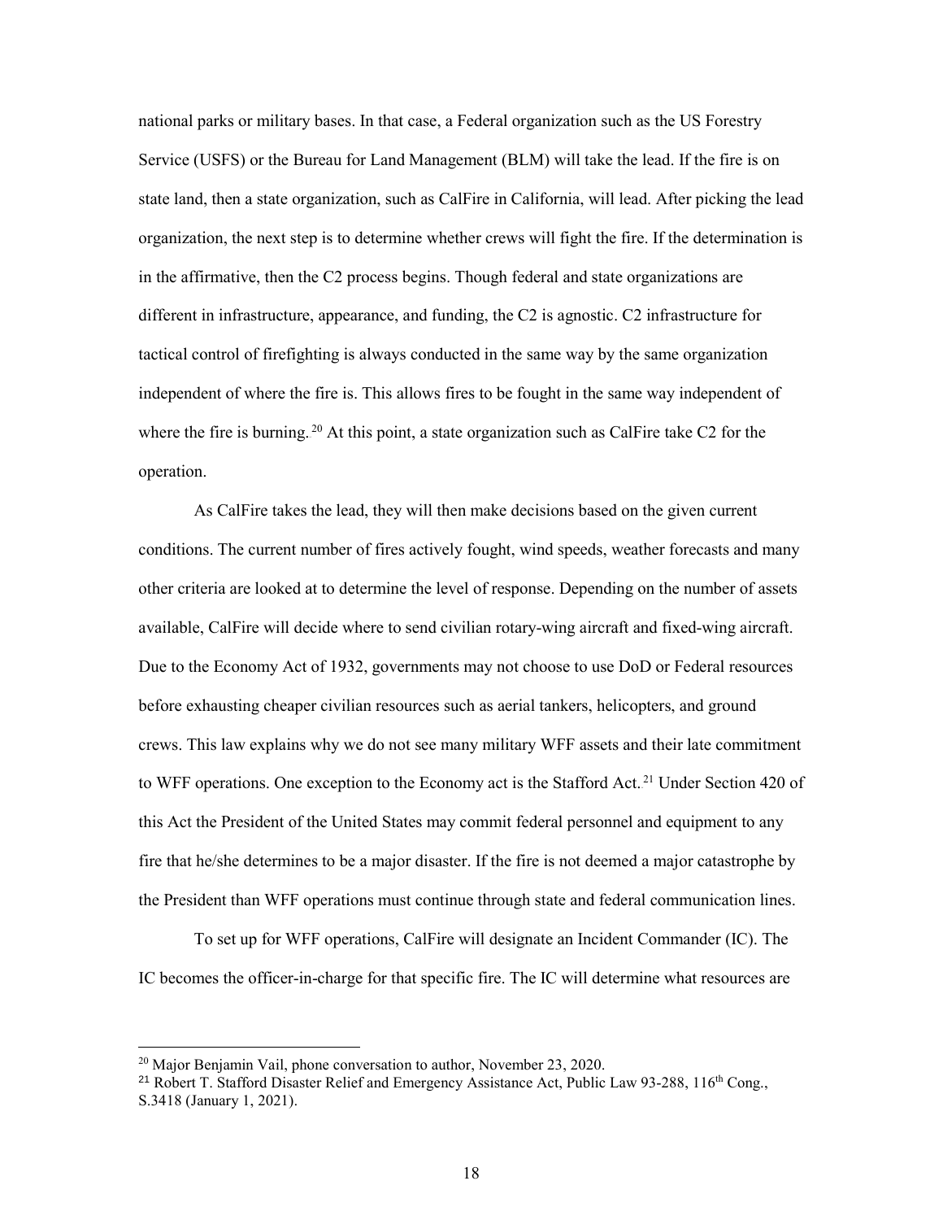national parks or military bases. In that case, a Federal organization such as the US Forestry Service (USFS) or the Bureau for Land Management (BLM) will take the lead. If the fire is on state land, then a state organization, such as CalFire in California, will lead. After picking the lead organization, the next step is to determine whether crews will fight the fire. If the determination is in the affirmative, then the C2 process begins. Though federal and state organizations are different in infrastructure, appearance, and funding, the C2 is agnostic. C2 infrastructure for tactical control of firefighting is always conducted in the same way by the same organization independent of where the fire is. This allows fires to be fought in the same way independent of where the fire is burning.[20] At this point, a state organization such as CalFire take C2 for the operation.

As CalFire takes the lead, they will then make decisions based on the given current conditions. The current number of fires actively fought, wind speeds, weather forecasts and many other criteria are looked at to determine the level of response. Depending on the number of assets available, CalFire will decide where to send civilian rotary-wing aircraft and fixed-wing aircraft. Due to the Economy Act of 1932, governments may not choose to use DoD or Federal resources before exhausting cheaper civilian resources such as aerial tankers, helicopters, and ground crews. This law explains why we do not see many military WFF assets and their late commitment to WFF operations. One exception to the Economy act is the Stafford Act.[21] Under Section 420 of this Act the President of the United States may commit federal personnel and equipment to any fire that he/she determines to be a major disaster. If the fire is not deemed a major catastrophe by the President than WFF operations must continue through state and federal communication lines.

To set up for WFF operations, CalFire will designate an Incident Commander (IC). The IC becomes the officer-in-charge for that specific fire. The IC will determine what resources are

---

[20] Major Benjamin Vail, phone conversation to author, November 23, 2020.

[21] Robert T. Stafford Disaster Relief and Emergency Assistance Act, Public Law 93-288, 116th Cong., S.3418 (January 1, 2021).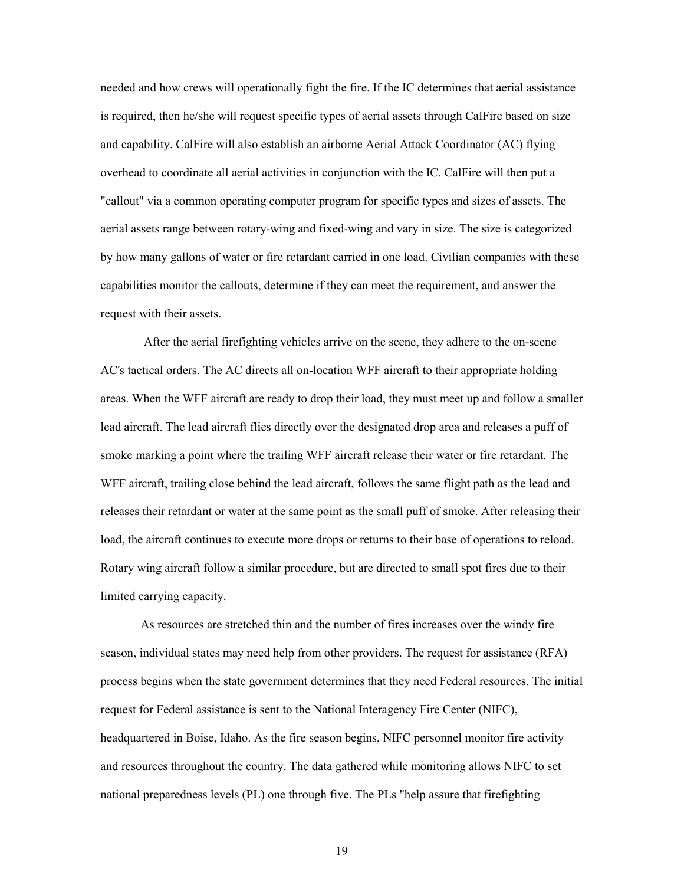needed and how crews will operationally fight the fire. If the IC determines that aerial assistance is required, then he/she will request specific types of aerial assets through CalFire based on size and capability. CalFire will also establish an airborne Aerial Attack Coordinator (AC) flying overhead to coordinate all aerial activities in conjunction with the IC. CalFire will then put a "callout" via a common operating computer program for specific types and sizes of assets. The aerial assets range between rotary-wing and fixed-wing and vary in size. The size is categorized by how many gallons of water or fire retardant carried in one load. Civilian companies with these capabilities monitor the callouts, determine if they can meet the requirement, and answer the request with their assets.

After the aerial firefighting vehicles arrive on the scene, they adhere to the on-scene AC's tactical orders. The AC directs all on-location WFF aircraft to their appropriate holding areas. When the WFF aircraft are ready to drop their load, they must meet up and follow a smaller lead aircraft. The lead aircraft flies directly over the designated drop area and releases a puff of smoke marking a point where the trailing WFF aircraft release their water or fire retardant. The WFF aircraft, trailing close behind the lead aircraft, follows the same flight path as the lead and releases their retardant or water at the same point as the small puff of smoke. After releasing their load, the aircraft continues to execute more drops or returns to their base of operations to reload. Rotary wing aircraft follow a similar procedure, but are directed to small spot fires due to their limited carrying capacity.

As resources are stretched thin and the number of fires increases over the windy fire season, individual states may need help from other providers. The request for assistance (RFA) process begins when the state government determines that they need Federal resources. The initial request for Federal assistance is sent to the National Interagency Fire Center (NIFC), headquartered in Boise, Idaho. As the fire season begins, NIFC personnel monitor fire activity and resources throughout the country. The data gathered while monitoring allows NIFC to set national preparedness levels (PL) one through five. The PLs "help assure that firefighting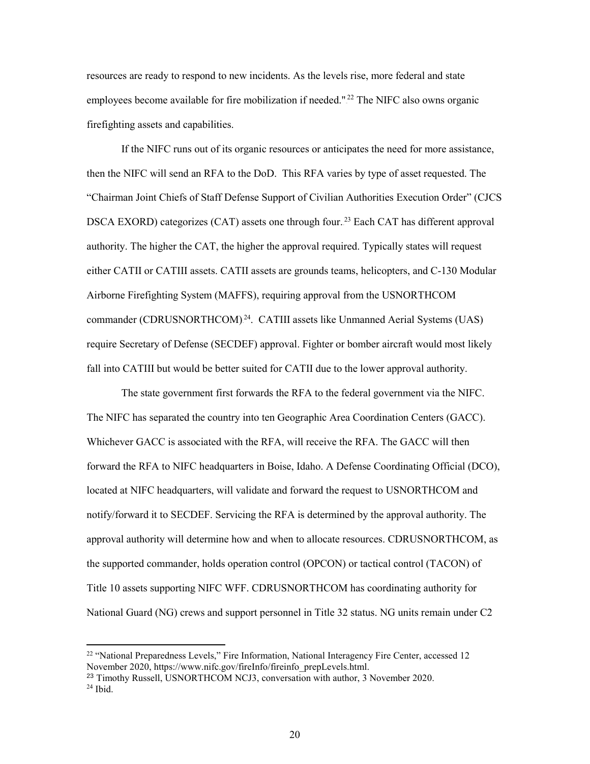resources are ready to respond to new incidents. As the levels rise, more federal and state employees become available for fire mobilization if needed."[22] The NIFC also owns organic firefighting assets and capabilities.

If the NIFC runs out of its organic resources or anticipates the need for more assistance, then the NIFC will send an RFA to the DoD. This RFA varies by type of asset requested. The "Chairman Joint Chiefs of Staff Defense Support of Civilian Authorities Execution Order" (CJCS DSCA EXORD) categorizes (CAT) assets one through four.[23] Each CAT has different approval authority. The higher the CAT, the higher the approval required. Typically states will request either CATII or CATIII assets. CATII assets are grounds teams, helicopters, and C-130 Modular Airborne Firefighting System (MAFFS), requiring approval from the USNORTHCOM commander (CDRUSNORTHCOM).[24]. CATIII assets like Unmanned Aerial Systems (UAS) require Secretary of Defense (SECDEF) approval. Fighter or bomber aircraft would most likely fall into CATIII but would be better suited for CATII due to the lower approval authority.

The state government first forwards the RFA to the federal government via the NIFC. The NIFC has separated the country into ten Geographic Area Coordination Centers (GACC). Whichever GACC is associated with the RFA, will receive the RFA. The GACC will then forward the RFA to NIFC headquarters in Boise, Idaho. A Defense Coordinating Official (DCO), located at NIFC headquarters, will validate and forward the request to USNORTHCOM and notify/forward it to SECDEF. Servicing the RFA is determined by the approval authority. The approval authority will determine how and when to allocate resources. CDRUSNORTHCOM, as the supported commander, holds operation control (OPCON) or tactical control (TACON) of Title 10 assets supporting NIFC WFF. CDRUSNORTHCOM has coordinating authority for National Guard (NG) crews and support personnel in Title 32 status. NG units remain under C2

[22] "National Preparedness Levels," Fire Information, National Interagency Fire Center, accessed 12 November 2020, https://www.nifc.gov/fireInfo/fireinfo_prepLevels.html.

[23] Timothy Russell, USNORTHCOM NCJ3, conversation with author, 3 November 2020.

[24] Ibid.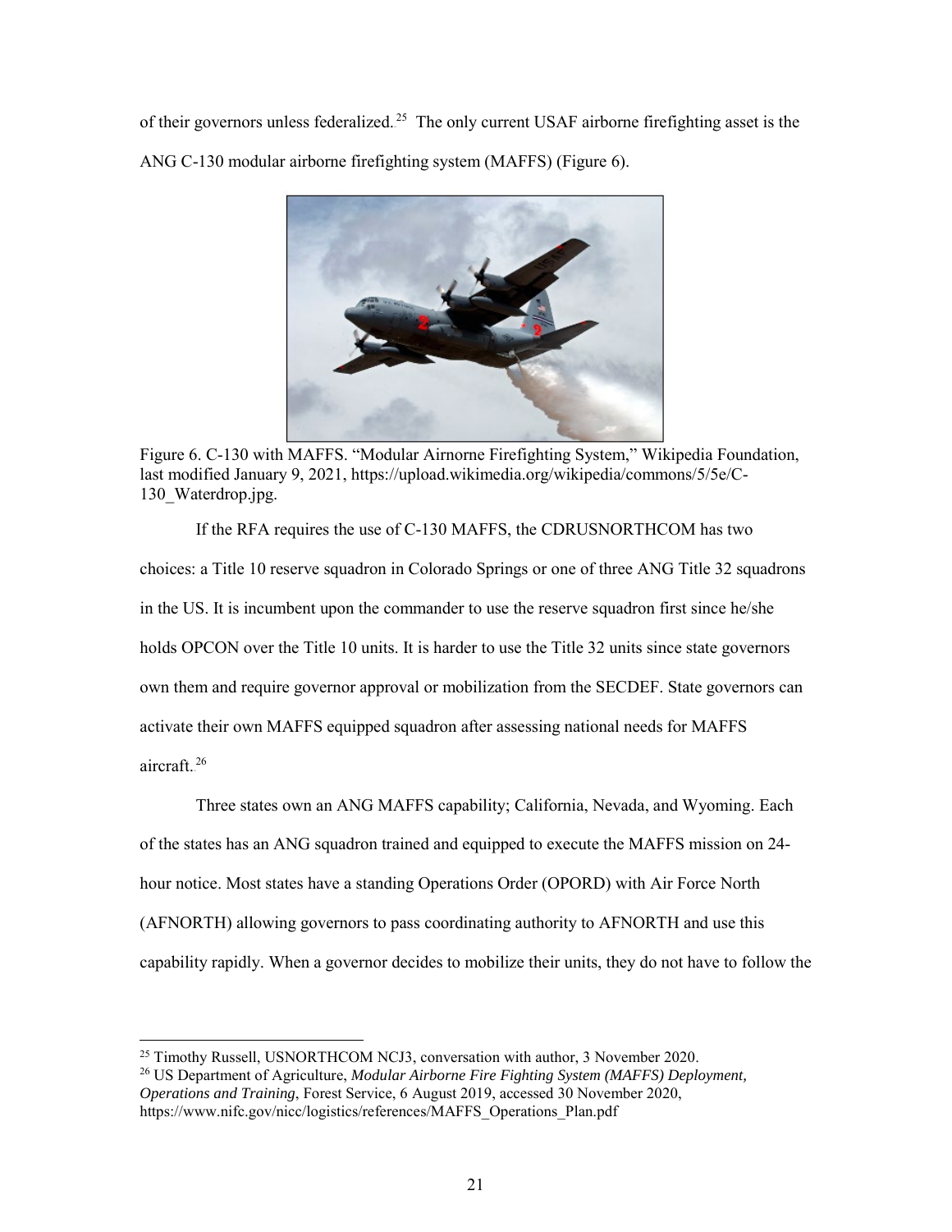of their governors unless federalized.[25] The only current USAF airborne firefighting asset is the ANG C-130 modular airborne firefighting system (MAFFS) (Figure 6).

Figure 6. C-130 with MAFFS. "Modular Airnorne Firefighting System," Wikipedia Foundation, last modified January 9, 2021, https://upload.wikimedia.org/wikipedia/commons/5/5e/C-130_Waterdrop.jpg.

If the RFA requires the use of C-130 MAFFS, the CDRUSNORTHCOM has two choices: a Title 10 reserve squadron in Colorado Springs or one of three ANG Title 32 squadrons in the US. It is incumbent upon the commander to use the reserve squadron first since he/she holds OPCON over the Title 10 units. It is harder to use the Title 32 units since state governors own them and require governor approval or mobilization from the SECDEF. State governors can activate their own MAFFS equipped squadron after assessing national needs for MAFFS aircraft.[26]

Three states own an ANG MAFFS capability; California, Nevada, and Wyoming. Each of the states has an ANG squadron trained and equipped to execute the MAFFS mission on 24-hour notice. Most states have a standing Operations Order (OPORD) with Air Force North (AFNORTH) allowing governors to pass coordinating authority to AFNORTH and use this capability rapidly. When a governor decides to mobilize their units, they do not have to follow the

[25] Timothy Russell, USNORTHCOM NCJ3, conversation with author, 3 November 2020.

[26] US Department of Agriculture, *Modular Airborne Fire Fighting System (MAFFS) Deployment, Operations and Training*, Forest Service, 6 August 2019, accessed 30 November 2020, https://www.nifc.gov/nicc/logistics/references/MAFFS_Operations_Plan.pdf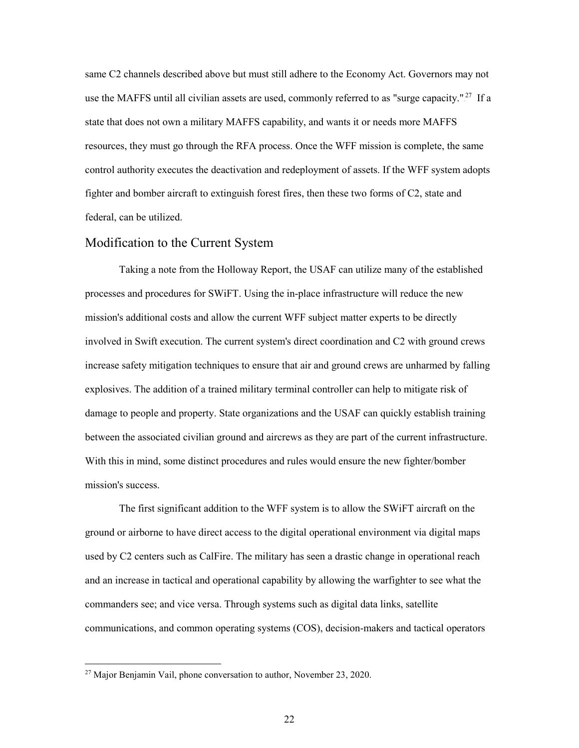same C2 channels described above but must still adhere to the Economy Act. Governors may not use the MAFFS until all civilian assets are used, commonly referred to as "surge capacity."[27] If a state that does not own a military MAFFS capability, and wants it or needs more MAFFS resources, they must go through the RFA process. Once the WFF mission is complete, the same control authority executes the deactivation and redeployment of assets. If the WFF system adopts fighter and bomber aircraft to extinguish forest fires, then these two forms of C2, state and federal, can be utilized.

## Modification to the Current System

Taking a note from the Holloway Report, the USAF can utilize many of the established processes and procedures for SWiFT. Using the in-place infrastructure will reduce the new mission's additional costs and allow the current WFF subject matter experts to be directly involved in Swift execution. The current system's direct coordination and C2 with ground crews increase safety mitigation techniques to ensure that air and ground crews are unharmed by falling explosives. The addition of a trained military terminal controller can help to mitigate risk of damage to people and property. State organizations and the USAF can quickly establish training between the associated civilian ground and aircrews as they are part of the current infrastructure. With this in mind, some distinct procedures and rules would ensure the new fighter/bomber mission's success.

The first significant addition to the WFF system is to allow the SWiFT aircraft on the ground or airborne to have direct access to the digital operational environment via digital maps used by C2 centers such as CalFire. The military has seen a drastic change in operational reach and an increase in tactical and operational capability by allowing the warfighter to see what the commanders see; and vice versa. Through systems such as digital data links, satellite communications, and common operating systems (COS), decision-makers and tactical operators

[27] Major Benjamin Vail, phone conversation to author, November 23, 2020.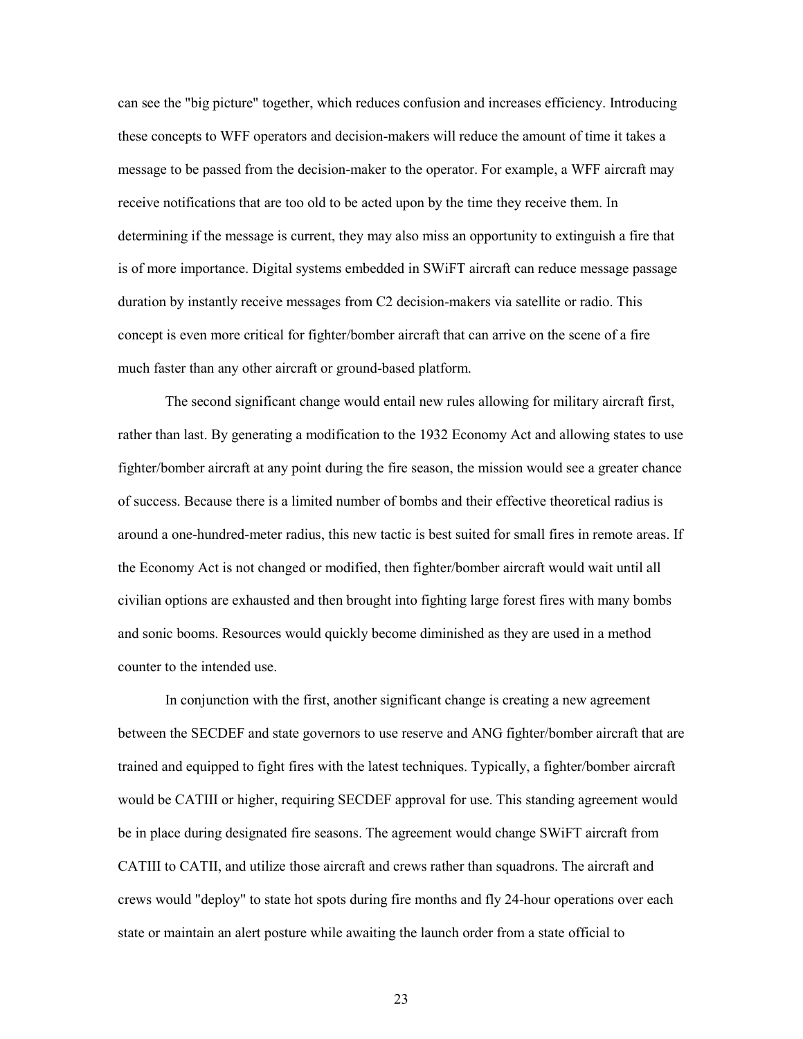can see the "big picture" together, which reduces confusion and increases efficiency. Introducing these concepts to WFF operators and decision-makers will reduce the amount of time it takes a message to be passed from the decision-maker to the operator. For example, a WFF aircraft may receive notifications that are too old to be acted upon by the time they receive them. In determining if the message is current, they may also miss an opportunity to extinguish a fire that is of more importance. Digital systems embedded in SWiFT aircraft can reduce message passage duration by instantly receive messages from C2 decision-makers via satellite or radio. This concept is even more critical for fighter/bomber aircraft that can arrive on the scene of a fire much faster than any other aircraft or ground-based platform.

The second significant change would entail new rules allowing for military aircraft first, rather than last. By generating a modification to the 1932 Economy Act and allowing states to use fighter/bomber aircraft at any point during the fire season, the mission would see a greater chance of success. Because there is a limited number of bombs and their effective theoretical radius is around a one-hundred-meter radius, this new tactic is best suited for small fires in remote areas. If the Economy Act is not changed or modified, then fighter/bomber aircraft would wait until all civilian options are exhausted and then brought into fighting large forest fires with many bombs and sonic booms. Resources would quickly become diminished as they are used in a method counter to the intended use.

In conjunction with the first, another significant change is creating a new agreement between the SECDEF and state governors to use reserve and ANG fighter/bomber aircraft that are trained and equipped to fight fires with the latest techniques. Typically, a fighter/bomber aircraft would be CATIII or higher, requiring SECDEF approval for use. This standing agreement would be in place during designated fire seasons. The agreement would change SWiFT aircraft from CATIII to CATII, and utilize those aircraft and crews rather than squadrons. The aircraft and crews would "deploy" to state hot spots during fire months and fly 24-hour operations over each state or maintain an alert posture while awaiting the launch order from a state official to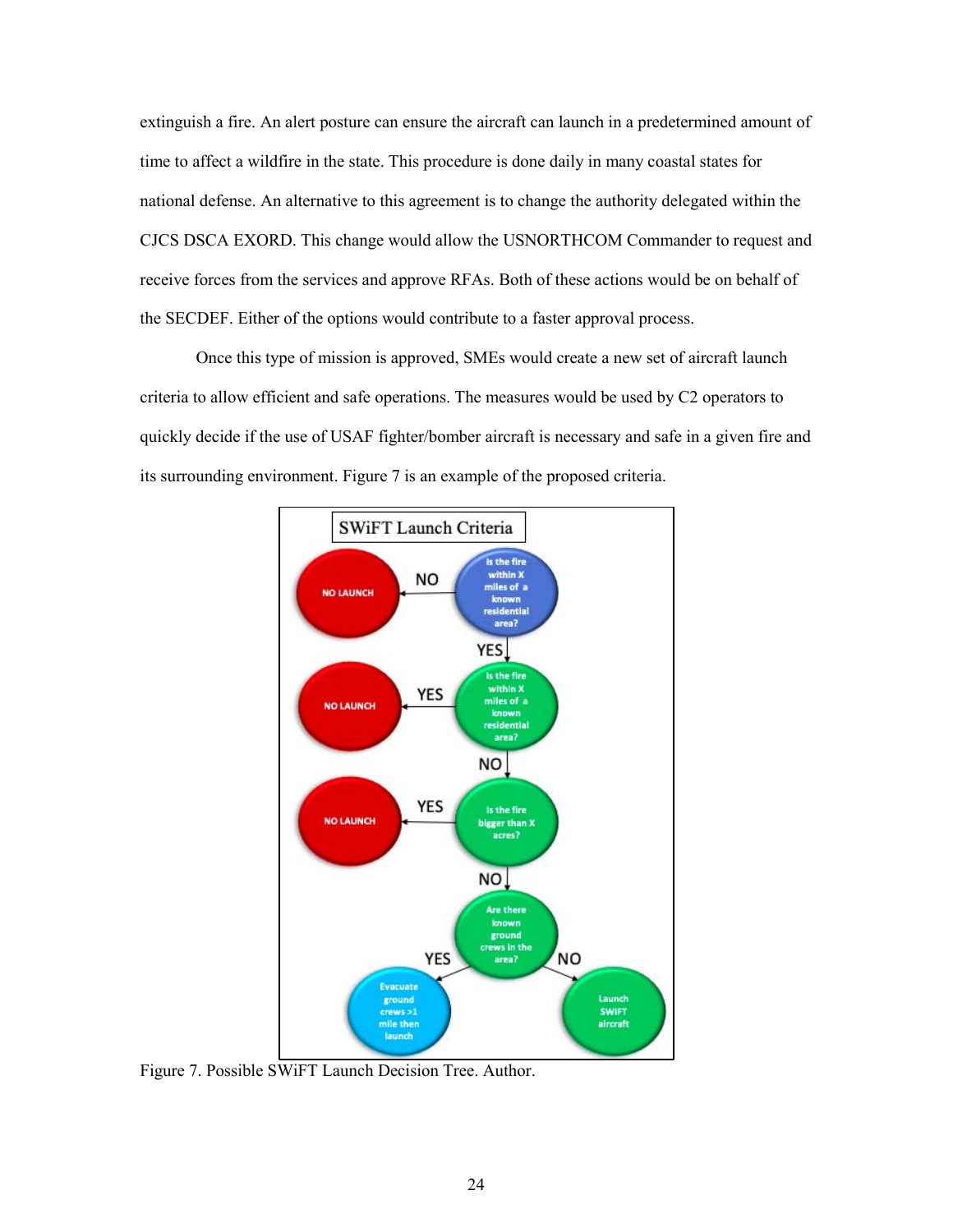extinguish a fire. An alert posture can ensure the aircraft can launch in a predetermined amount of time to affect a wildfire in the state. This procedure is done daily in many coastal states for national defense. An alternative to this agreement is to change the authority delegated within the CJCS DSCA EXORD. This change would allow the USNORTHCOM Commander to request and receive forces from the services and approve RFAs. Both of these actions would be on behalf of the SECDEF. Either of the options would contribute to a faster approval process.

Once this type of mission is approved, SMEs would create a new set of aircraft launch criteria to allow efficient and safe operations. The measures would be used by C2 operators to quickly decide if the use of USAF fighter/bomber aircraft is necessary and safe in a given fire and its surrounding environment. Figure 7 is an example of the proposed criteria.

Figure 7. Possible SWiFT Launch Decision Tree. Author.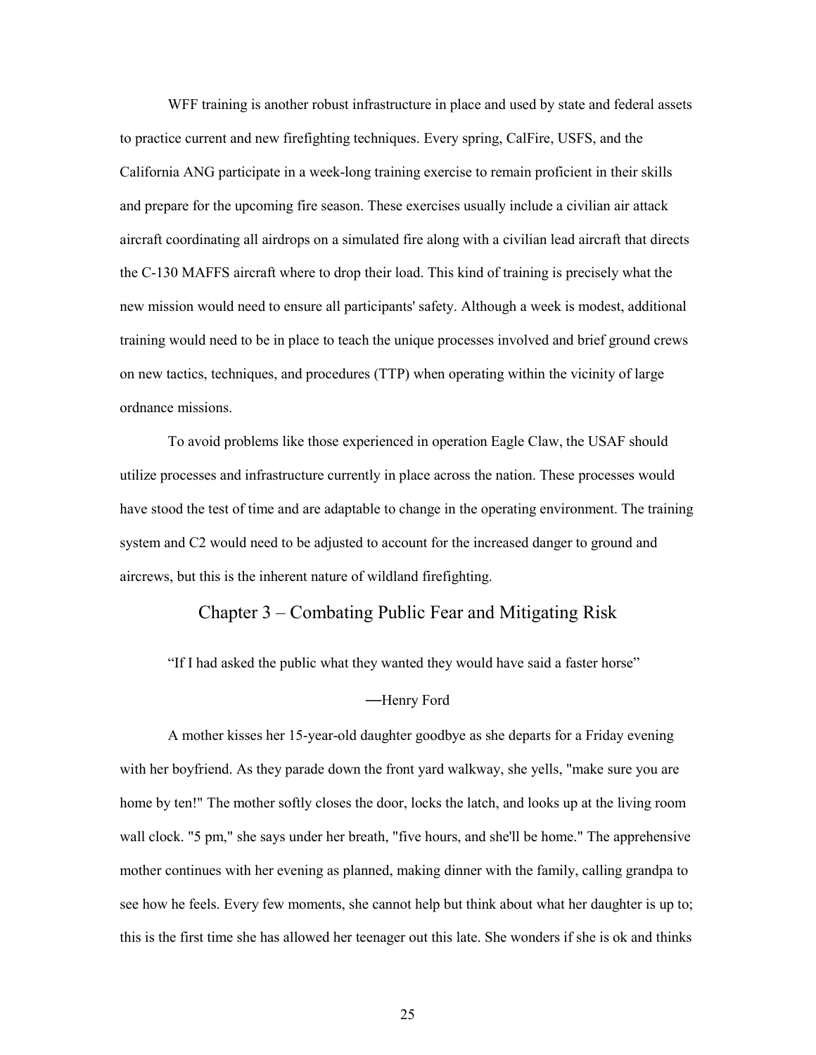WFF training is another robust infrastructure in place and used by state and federal assets to practice current and new firefighting techniques. Every spring, CalFire, USFS, and the California ANG participate in a week-long training exercise to remain proficient in their skills and prepare for the upcoming fire season. These exercises usually include a civilian air attack aircraft coordinating all airdrops on a simulated fire along with a civilian lead aircraft that directs the C-130 MAFFS aircraft where to drop their load. This kind of training is precisely what the new mission would need to ensure all participants' safety. Although a week is modest, additional training would need to be in place to teach the unique processes involved and brief ground crews on new tactics, techniques, and procedures (TTP) when operating within the vicinity of large ordnance missions.

To avoid problems like those experienced in operation Eagle Claw, the USAF should utilize processes and infrastructure currently in place across the nation. These processes would have stood the test of time and are adaptable to change in the operating environment. The training system and C2 would need to be adjusted to account for the increased danger to ground and aircrews, but this is the inherent nature of wildland firefighting.

## Chapter 3 – Combating Public Fear and Mitigating Risk

"If I had asked the public what they wanted they would have said a faster horse"

—Henry Ford

A mother kisses her 15-year-old daughter goodbye as she departs for a Friday evening with her boyfriend. As they parade down the front yard walkway, she yells, "make sure you are home by ten!" The mother softly closes the door, locks the latch, and looks up at the living room wall clock. "5 pm," she says under her breath, "five hours, and she'll be home." The apprehensive mother continues with her evening as planned, making dinner with the family, calling grandpa to see how he feels. Every few moments, she cannot help but think about what her daughter is up to; this is the first time she has allowed her teenager out this late. She wonders if she is ok and thinks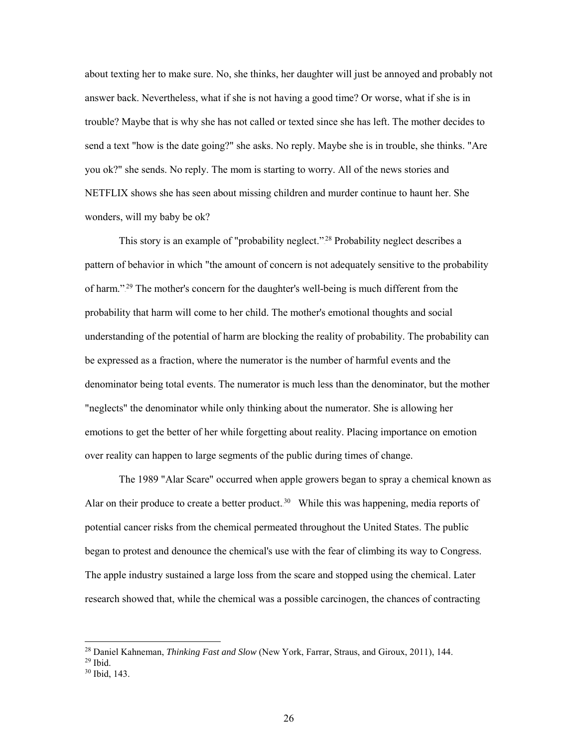about texting her to make sure. No, she thinks, her daughter will just be annoyed and probably not answer back. Nevertheless, what if she is not having a good time? Or worse, what if she is in trouble? Maybe that is why she has not called or texted since she has left. The mother decides to send a text "how is the date going?" she asks. No reply. Maybe she is in trouble, she thinks. "Are you ok?" she sends. No reply. The mom is starting to worry. All of the news stories and NETFLIX shows she has seen about missing children and murder continue to haunt her. She wonders, will my baby be ok?

This story is an example of "probability neglect."[28] Probability neglect describes a pattern of behavior in which "the amount of concern is not adequately sensitive to the probability of harm."[29] The mother's concern for the daughter's well-being is much different from the probability that harm will come to her child. The mother's emotional thoughts and social understanding of the potential of harm are blocking the reality of probability. The probability can be expressed as a fraction, where the numerator is the number of harmful events and the denominator being total events. The numerator is much less than the denominator, but the mother "neglects" the denominator while only thinking about the numerator. She is allowing her emotions to get the better of her while forgetting about reality. Placing importance on emotion over reality can happen to large segments of the public during times of change.

The 1989 "Alar Scare" occurred when apple growers began to spray a chemical known as Alar on their produce to create a better product.[30] While this was happening, media reports of potential cancer risks from the chemical permeated throughout the United States. The public began to protest and denounce the chemical's use with the fear of climbing its way to Congress. The apple industry sustained a large loss from the scare and stopped using the chemical. Later research showed that, while the chemical was a possible carcinogen, the chances of contracting

---

[28] Daniel Kahneman, *Thinking Fast and Slow* (New York, Farrar, Straus, and Giroux, 2011), 144.

[29] Ibid.

[30] Ibid, 143.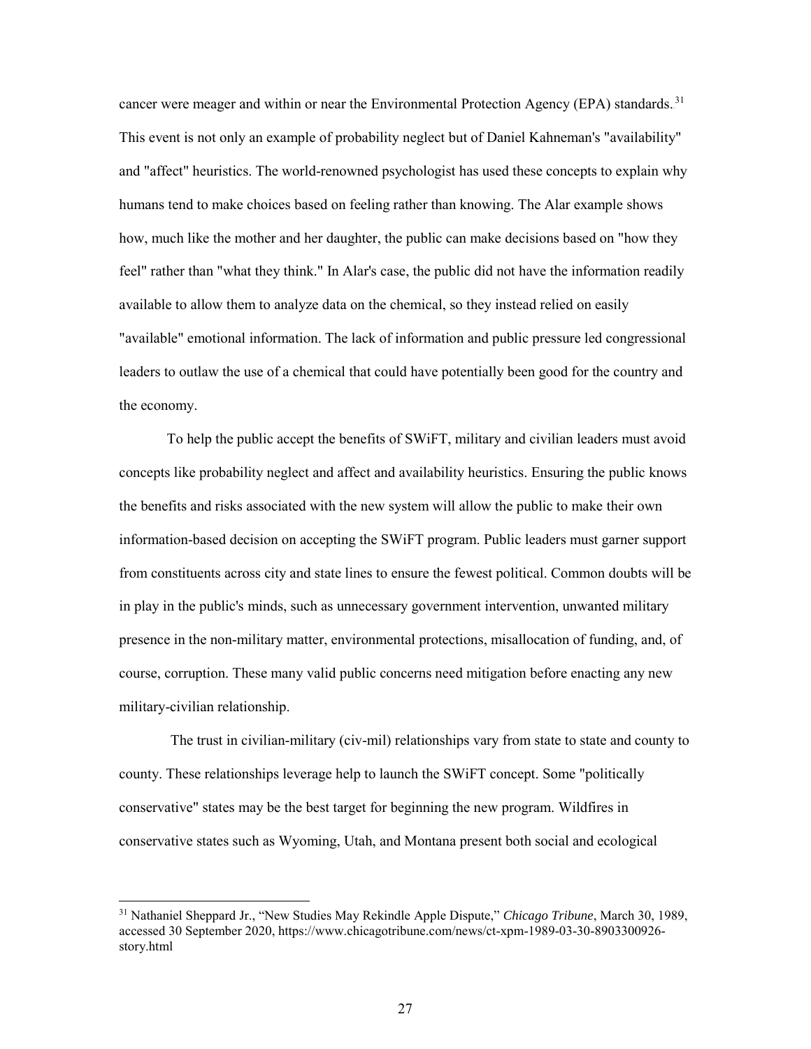cancer were meager and within or near the Environmental Protection Agency (EPA) standards.[31] This event is not only an example of probability neglect but of Daniel Kahneman's "availability" and "affect" heuristics. The world-renowned psychologist has used these concepts to explain why humans tend to make choices based on feeling rather than knowing. The Alar example shows how, much like the mother and her daughter, the public can make decisions based on "how they feel" rather than "what they think." In Alar's case, the public did not have the information readily available to allow them to analyze data on the chemical, so they instead relied on easily "available" emotional information. The lack of information and public pressure led congressional leaders to outlaw the use of a chemical that could have potentially been good for the country and the economy.

To help the public accept the benefits of SWiFT, military and civilian leaders must avoid concepts like probability neglect and affect and availability heuristics. Ensuring the public knows the benefits and risks associated with the new system will allow the public to make their own information-based decision on accepting the SWiFT program. Public leaders must garner support from constituents across city and state lines to ensure the fewest political. Common doubts will be in play in the public's minds, such as unnecessary government intervention, unwanted military presence in the non-military matter, environmental protections, misallocation of funding, and, of course, corruption. These many valid public concerns need mitigation before enacting any new military-civilian relationship.

The trust in civilian-military (civ-mil) relationships vary from state to state and county to county. These relationships leverage help to launch the SWiFT concept. Some "politically conservative" states may be the best target for beginning the new program. Wildfires in conservative states such as Wyoming, Utah, and Montana present both social and ecological

---

[31] Nathaniel Sheppard Jr., "New Studies May Rekindle Apple Dispute," *Chicago Tribune*, March 30, 1989, accessed 30 September 2020, https://www.chicagotribune.com/news/ct-xpm-1989-03-30-8903300926-story.html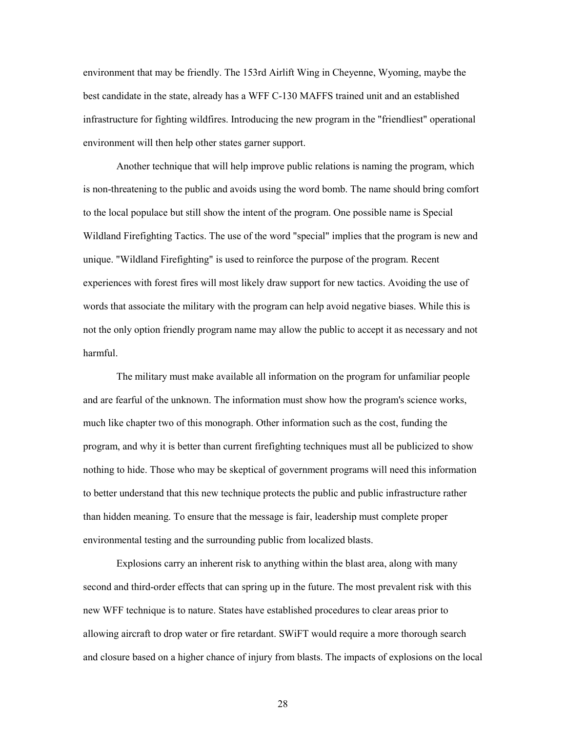environment that may be friendly. The 153rd Airlift Wing in Cheyenne, Wyoming, maybe the best candidate in the state, already has a WFF C-130 MAFFS trained unit and an established infrastructure for fighting wildfires. Introducing the new program in the "friendliest" operational environment will then help other states garner support.

Another technique that will help improve public relations is naming the program, which is non-threatening to the public and avoids using the word bomb. The name should bring comfort to the local populace but still show the intent of the program. One possible name is Special Wildland Firefighting Tactics. The use of the word "special" implies that the program is new and unique. "Wildland Firefighting" is used to reinforce the purpose of the program. Recent experiences with forest fires will most likely draw support for new tactics. Avoiding the use of words that associate the military with the program can help avoid negative biases. While this is not the only option friendly program name may allow the public to accept it as necessary and not harmful.

The military must make available all information on the program for unfamiliar people and are fearful of the unknown. The information must show how the program's science works, much like chapter two of this monograph. Other information such as the cost, funding the program, and why it is better than current firefighting techniques must all be publicized to show nothing to hide. Those who may be skeptical of government programs will need this information to better understand that this new technique protects the public and public infrastructure rather than hidden meaning. To ensure that the message is fair, leadership must complete proper environmental testing and the surrounding public from localized blasts.

Explosions carry an inherent risk to anything within the blast area, along with many second and third-order effects that can spring up in the future. The most prevalent risk with this new WFF technique is to nature. States have established procedures to clear areas prior to allowing aircraft to drop water or fire retardant. SWiFT would require a more thorough search and closure based on a higher chance of injury from blasts. The impacts of explosions on the local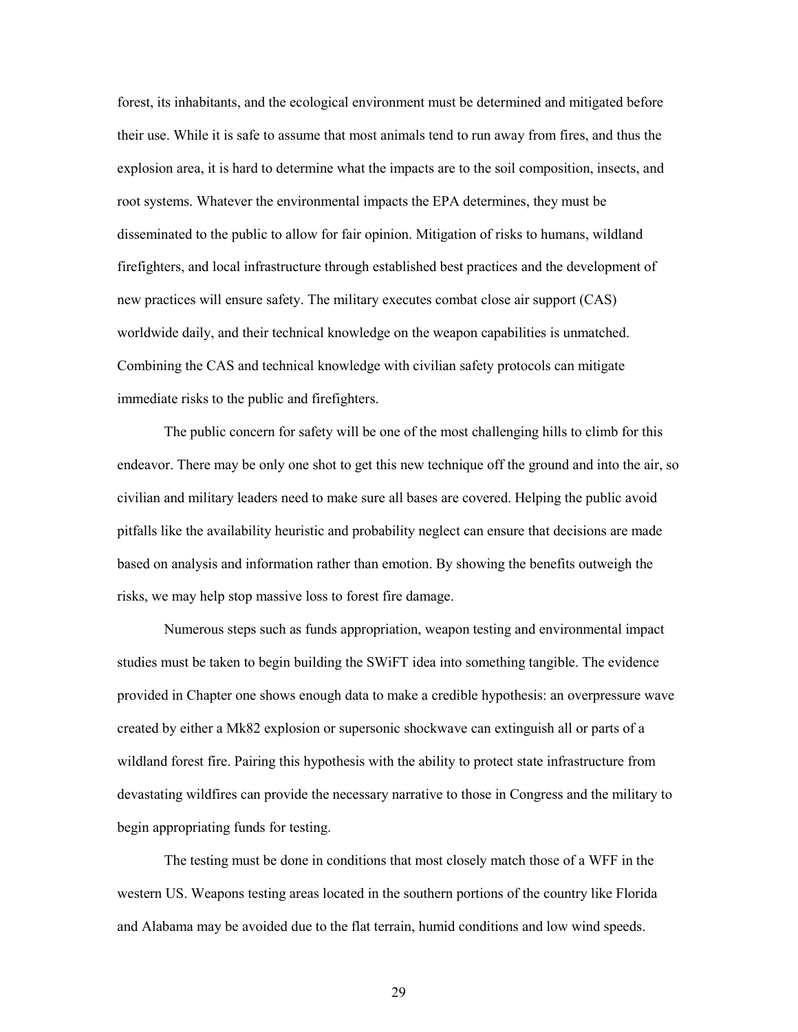forest, its inhabitants, and the ecological environment must be determined and mitigated before their use. While it is safe to assume that most animals tend to run away from fires, and thus the explosion area, it is hard to determine what the impacts are to the soil composition, insects, and root systems. Whatever the environmental impacts the EPA determines, they must be disseminated to the public to allow for fair opinion. Mitigation of risks to humans, wildland firefighters, and local infrastructure through established best practices and the development of new practices will ensure safety. The military executes combat close air support (CAS) worldwide daily, and their technical knowledge on the weapon capabilities is unmatched. Combining the CAS and technical knowledge with civilian safety protocols can mitigate immediate risks to the public and firefighters.

The public concern for safety will be one of the most challenging hills to climb for this endeavor. There may be only one shot to get this new technique off the ground and into the air, so civilian and military leaders need to make sure all bases are covered. Helping the public avoid pitfalls like the availability heuristic and probability neglect can ensure that decisions are made based on analysis and information rather than emotion. By showing the benefits outweigh the risks, we may help stop massive loss to forest fire damage.

Numerous steps such as funds appropriation, weapon testing and environmental impact studies must be taken to begin building the SWiFT idea into something tangible. The evidence provided in Chapter one shows enough data to make a credible hypothesis: an overpressure wave created by either a Mk82 explosion or supersonic shockwave can extinguish all or parts of a wildland forest fire. Pairing this hypothesis with the ability to protect state infrastructure from devastating wildfires can provide the necessary narrative to those in Congress and the military to begin appropriating funds for testing.

The testing must be done in conditions that most closely match those of a WFF in the western US. Weapons testing areas located in the southern portions of the country like Florida and Alabama may be avoided due to the flat terrain, humid conditions and low wind speeds.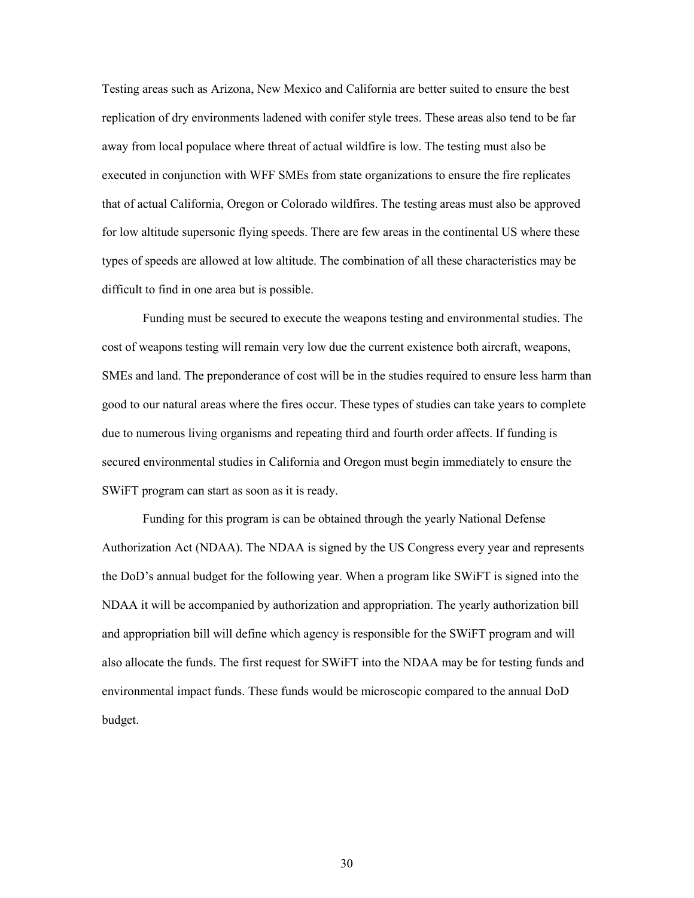Testing areas such as Arizona, New Mexico and California are better suited to ensure the best replication of dry environments ladened with conifer style trees. These areas also tend to be far away from local populace where threat of actual wildfire is low. The testing must also be executed in conjunction with WFF SMEs from state organizations to ensure the fire replicates that of actual California, Oregon or Colorado wildfires. The testing areas must also be approved for low altitude supersonic flying speeds. There are few areas in the continental US where these types of speeds are allowed at low altitude. The combination of all these characteristics may be difficult to find in one area but is possible.

Funding must be secured to execute the weapons testing and environmental studies. The cost of weapons testing will remain very low due the current existence both aircraft, weapons, SMEs and land. The preponderance of cost will be in the studies required to ensure less harm than good to our natural areas where the fires occur. These types of studies can take years to complete due to numerous living organisms and repeating third and fourth order affects. If funding is secured environmental studies in California and Oregon must begin immediately to ensure the SWiFT program can start as soon as it is ready.

Funding for this program is can be obtained through the yearly National Defense Authorization Act (NDAA). The NDAA is signed by the US Congress every year and represents the DoD's annual budget for the following year. When a program like SWiFT is signed into the NDAA it will be accompanied by authorization and appropriation. The yearly authorization bill and appropriation bill will define which agency is responsible for the SWiFT program and will also allocate the funds. The first request for SWiFT into the NDAA may be for testing funds and environmental impact funds. These funds would be microscopic compared to the annual DoD budget.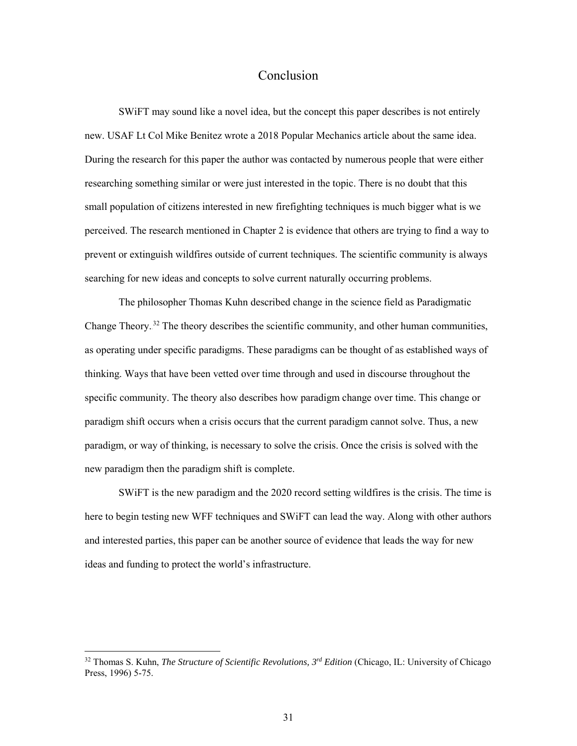# Conclusion

SWiFT may sound like a novel idea, but the concept this paper describes is not entirely new. USAF Lt Col Mike Benitez wrote a 2018 Popular Mechanics article about the same idea. During the research for this paper the author was contacted by numerous people that were either researching something similar or were just interested in the topic. There is no doubt that this small population of citizens interested in new firefighting techniques is much bigger what is we perceived. The research mentioned in Chapter 2 is evidence that others are trying to find a way to prevent or extinguish wildfires outside of current techniques. The scientific community is always searching for new ideas and concepts to solve current naturally occurring problems.

The philosopher Thomas Kuhn described change in the science field as Paradigmatic Change Theory.[32] The theory describes the scientific community, and other human communities, as operating under specific paradigms. These paradigms can be thought of as established ways of thinking. Ways that have been vetted over time through and used in discourse throughout the specific community. The theory also describes how paradigm change over time. This change or paradigm shift occurs when a crisis occurs that the current paradigm cannot solve. Thus, a new paradigm, or way of thinking, is necessary to solve the crisis. Once the crisis is solved with the new paradigm then the paradigm shift is complete.

SWiFT is the new paradigm and the 2020 record setting wildfires is the crisis. The time is here to begin testing new WFF techniques and SWiFT can lead the way. Along with other authors and interested parties, this paper can be another source of evidence that leads the way for new ideas and funding to protect the world's infrastructure.

---

[32] Thomas S. Kuhn, *The Structure of Scientific Revolutions, 3rd Edition* (Chicago, IL: University of Chicago Press, 1996) 5-75.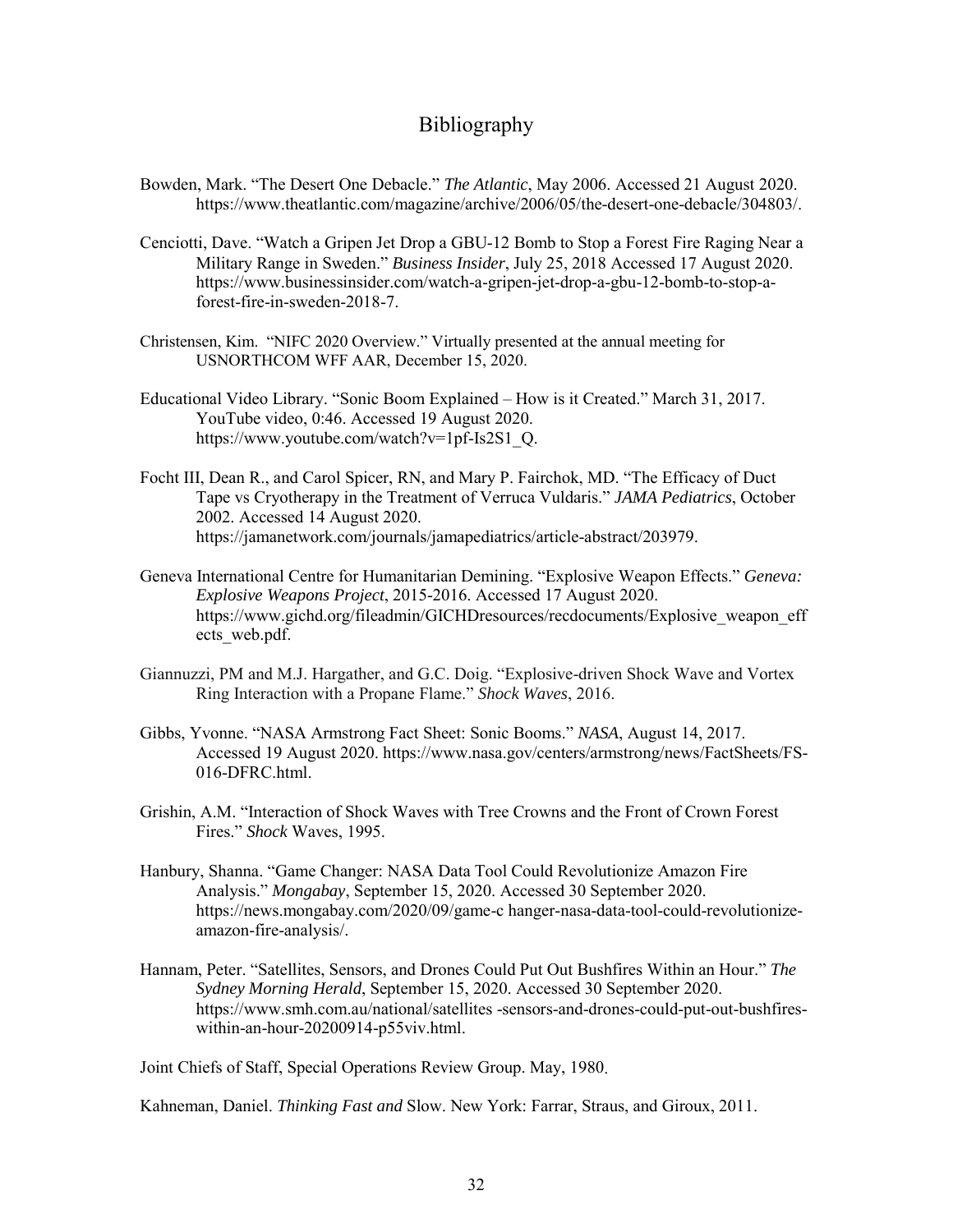# Bibliography

Bowden, Mark. "The Desert One Debacle." *The Atlantic*, May 2006. Accessed 21 August 2020. https://www.theatlantic.com/magazine/archive/2006/05/the-desert-one-debacle/304803/.

Cenciotti, Dave. "Watch a Gripen Jet Drop a GBU-12 Bomb to Stop a Forest Fire Raging Near a Military Range in Sweden." *Business Insider*, July 25, 2018 Accessed 17 August 2020. https://www.businessinsider.com/watch-a-gripen-jet-drop-a-gbu-12-bomb-to-stop-a-forest-fire-in-sweden-2018-7.

Christensen, Kim. "NIFC 2020 Overview." Virtually presented at the annual meeting for USNORTHCOM WFF AAR, December 15, 2020.

Educational Video Library. "Sonic Boom Explained – How is it Created." March 31, 2017. YouTube video, 0:46. Accessed 19 August 2020. https://www.youtube.com/watch?v=1pf-Is2S1_Q.

Focht III, Dean R., and Carol Spicer, RN, and Mary P. Fairchok, MD. "The Efficacy of Duct Tape vs Cryotherapy in the Treatment of Verruca Vuldaris." *JAMA Pediatrics*, October 2002. Accessed 14 August 2020. https://jamanetwork.com/journals/jamapediatrics/article-abstract/203979.

Geneva International Centre for Humanitarian Demining. "Explosive Weapon Effects." *Geneva: Explosive Weapons Project*, 2015-2016. Accessed 17 August 2020. https://www.gichd.org/fileadmin/GICHDresources/recdocuments/Explosive_weapon_effects_web.pdf.

Giannuzzi, PM and M.J. Hargather, and G.C. Doig. "Explosive-driven Shock Wave and Vortex Ring Interaction with a Propane Flame." *Shock Waves*, 2016.

Gibbs, Yvonne. "NASA Armstrong Fact Sheet: Sonic Booms." *NASA*, August 14, 2017. Accessed 19 August 2020. https://www.nasa.gov/centers/armstrong/news/FactSheets/FS-016-DFRC.html.

Grishin, A.M. "Interaction of Shock Waves with Tree Crowns and the Front of Crown Forest Fires." *Shock* Waves, 1995.

Hanbury, Shanna. "Game Changer: NASA Data Tool Could Revolutionize Amazon Fire Analysis." *Mongabay*, September 15, 2020. Accessed 30 September 2020. https://news.mongabay.com/2020/09/game-c hanger-nasa-data-tool-could-revolutionize-amazon-fire-analysis/.

Hannam, Peter. "Satellites, Sensors, and Drones Could Put Out Bushfires Within an Hour." *The Sydney Morning Herald*, September 15, 2020. Accessed 30 September 2020. https://www.smh.com.au/national/satellites -sensors-and-drones-could-put-out-bushfires-within-an-hour-20200914-p55viv.html.

Joint Chiefs of Staff, Special Operations Review Group. May, 1980.

Kahneman, Daniel. *Thinking Fast and* Slow. New York: Farrar, Straus, and Giroux, 2011.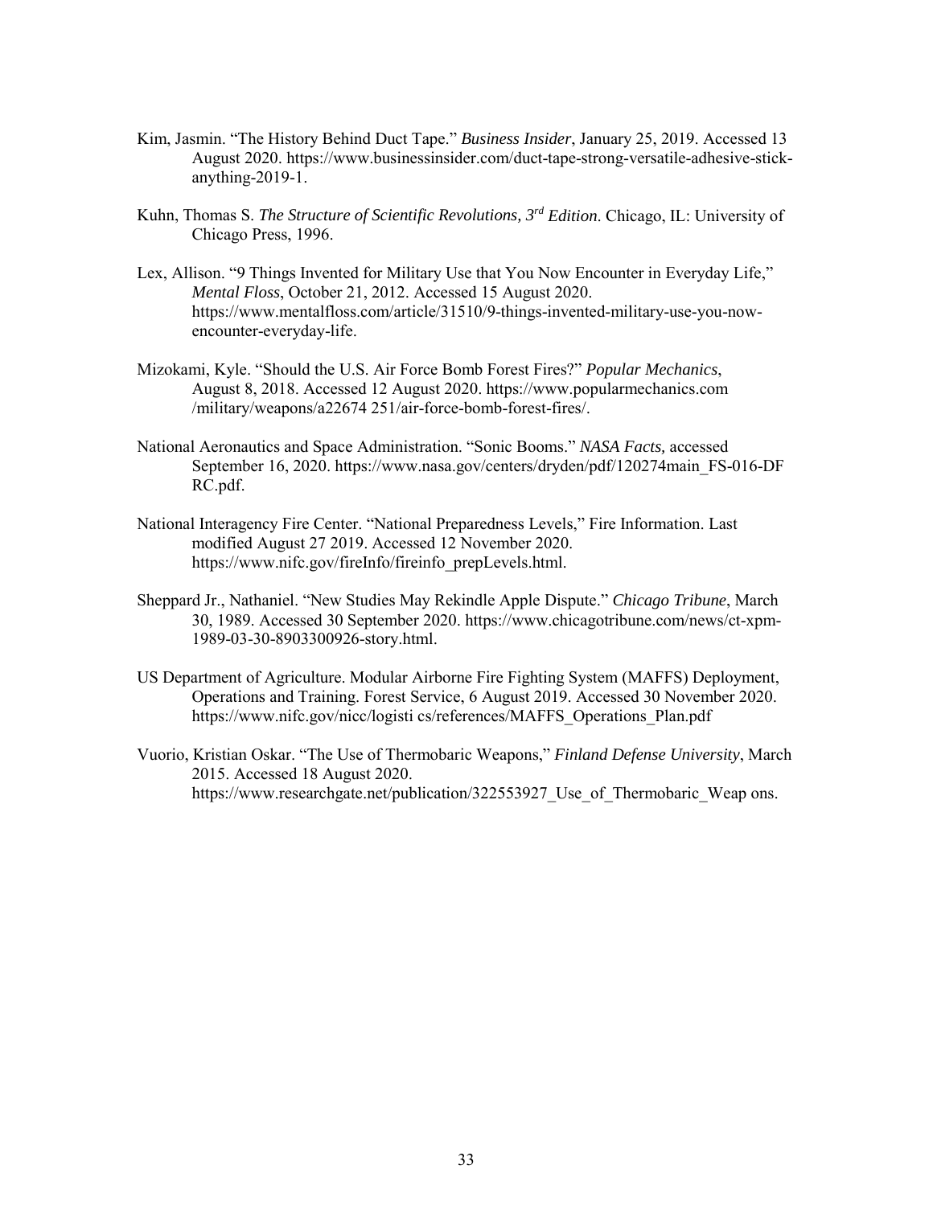Kim, Jasmin. "The History Behind Duct Tape." *Business Insider*, January 25, 2019. Accessed 13 August 2020. https://www.businessinsider.com/duct-tape-strong-versatile-adhesive-stick-anything-2019-1.

Kuhn, Thomas S. *The Structure of Scientific Revolutions, 3rd Edition*. Chicago, IL: University of Chicago Press, 1996.

Lex, Allison. "9 Things Invented for Military Use that You Now Encounter in Everyday Life," *Mental Floss*, October 21, 2012. Accessed 15 August 2020. https://www.mentalfloss.com/article/31510/9-things-invented-military-use-you-now-encounter-everyday-life.

Mizokami, Kyle. "Should the U.S. Air Force Bomb Forest Fires?" *Popular Mechanics*, August 8, 2018. Accessed 12 August 2020. https://www.popularmechanics.com /military/weapons/a22674 251/air-force-bomb-forest-fires/.

National Aeronautics and Space Administration. "Sonic Booms." *NASA Facts,* accessed September 16, 2020. https://www.nasa.gov/centers/dryden/pdf/120274main_FS-016-DF RC.pdf.

National Interagency Fire Center. "National Preparedness Levels," Fire Information. Last modified August 27 2019. Accessed 12 November 2020. https://www.nifc.gov/fireInfo/fireinfo_prepLevels.html.

Sheppard Jr., Nathaniel. "New Studies May Rekindle Apple Dispute." *Chicago Tribune*, March 30, 1989. Accessed 30 September 2020. https://www.chicagotribune.com/news/ct-xpm-1989-03-30-8903300926-story.html.

US Department of Agriculture. Modular Airborne Fire Fighting System (MAFFS) Deployment, Operations and Training. Forest Service, 6 August 2019. Accessed 30 November 2020. https://www.nifc.gov/nicc/logisti cs/references/MAFFS_Operations_Plan.pdf

Vuorio, Kristian Oskar. "The Use of Thermobaric Weapons," *Finland Defense University*, March 2015. Accessed 18 August 2020. https://www.researchgate.net/publication/322553927_Use_of_Thermobaric_Weap ons.